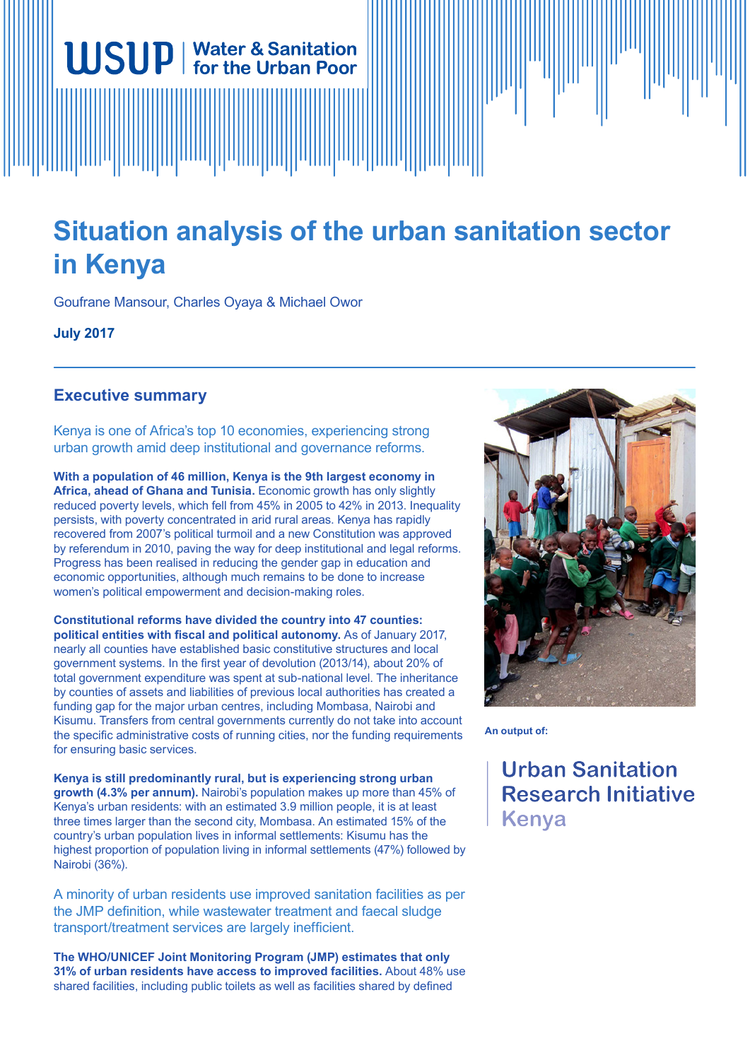WSUP | Water & Sanitation for the Urban Poor

# Situation analysis of the urban sanitation sector in Kenya

Goufrane Mansour, Charles Oyaya & Michael Owor

**July 2017**

## Executive summary

Kenya is one of Africa's top 10 economies, experiencing strong urban growth amid deep institutional and governance reforms.

**With a population of 46 million, Kenya is the 9th largest economy in Africa, ahead of Ghana and Tunisia.** Economic growth has only slightly reduced poverty levels, which fell from 45% in 2005 to 42% in 2013. Inequality persists, with poverty concentrated in arid rural areas. Kenya has rapidly recovered from 2007's political turmoil and a new Constitution was approved by referendum in 2010, paving the way for deep institutional and legal reforms. Progress has been realised in reducing the gender gap in education and economic opportunities, although much remains to be done to increase women's political empowerment and decision-making roles.

**Constitutional reforms have divided the country into 47 counties: political entities with fiscal and political autonomy.** As of January 2017, nearly all counties have established basic constitutive structures and local government systems. In the first year of devolution (2013/14), about 20% of total government expenditure was spent at sub-national level. The inheritance by counties of assets and liabilities of previous local authorities has created a funding gap for the major urban centres, including Mombasa, Nairobi and Kisumu. Transfers from central governments currently do not take into account the specific administrative costs of running cities, nor the funding requirements for ensuring basic services.

**Kenya is still predominantly rural, but is experiencing strong urban growth (4.3% per annum).** Nairobi's population makes up more than 45% of Kenya's urban residents: with an estimated 3.9 million people, it is at least three times larger than the second city, Mombasa. An estimated 15% of the country's urban population lives in informal settlements: Kisumu has the highest proportion of population living in informal settlements (47%) followed by Nairobi (36%).

A minority of urban residents use improved sanitation facilities as per the JMP definition, while wastewater treatment and faecal sludge transport/treatment services are largely inefficient.

**The WHO/UNICEF Joint Monitoring Program (JMP) estimates that only 31% of urban residents have access to improved facilities.** About 48% use shared facilities, including public toilets as well as facilities shared by defined

An output of:

Urban Sanitation Research Initiative Kenya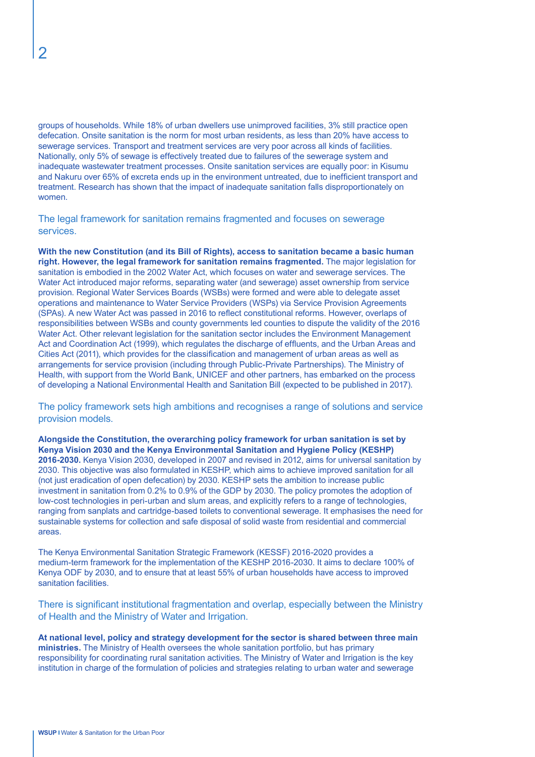groups of households. While 18% of urban dwellers use unimproved facilities, 3% still practice open defecation. Onsite sanitation is the norm for most urban residents, as less than 20% have access to sewerage services. Transport and treatment services are very poor across all kinds of facilities. Nationally, only 5% of sewage is effectively treated due to failures of the sewerage system and inadequate wastewater treatment processes. Onsite sanitation services are equally poor: in Kisumu and Nakuru over 65% of excreta ends up in the environment untreated, due to inefficient transport and treatment. Research has shown that the impact of inadequate sanitation falls disproportionately on women.

## The legal framework for sanitation remains fragmented and focuses on sewerage services.

**With the new Constitution (and its Bill of Rights), access to sanitation became a basic human right. However, the legal framework for sanitation remains fragmented.** The major legislation for sanitation is embodied in the 2002 Water Act, which focuses on water and sewerage services. The Water Act introduced major reforms, separating water (and sewerage) asset ownership from service provision. Regional Water Services Boards (WSBs) were formed and were able to delegate asset operations and maintenance to Water Service Providers (WSPs) via Service Provision Agreements (SPAs). A new Water Act was passed in 2016 to reflect constitutional reforms. However, overlaps of responsibilities between WSBs and county governments led counties to dispute the validity of the 2016 Water Act. Other relevant legislation for the sanitation sector includes the Environment Management Act and Coordination Act (1999), which regulates the discharge of effluents, and the Urban Areas and Cities Act (2011), which provides for the classification and management of urban areas as well as arrangements for service provision (including through Public-Private Partnerships). The Ministry of Health, with support from the World Bank, UNICEF and other partners, has embarked on the process of developing a National Environmental Health and Sanitation Bill (expected to be published in 2017).

## The policy framework sets high ambitions and recognises a range of solutions and service provision models.

**Alongside the Constitution, the overarching policy framework for urban sanitation is set by Kenya Vision 2030 and the Kenya Environmental Sanitation and Hygiene Policy (KESHP) 2016-2030.** Kenya Vision 2030, developed in 2007 and revised in 2012, aims for universal sanitation by 2030. This objective was also formulated in KESHP, which aims to achieve improved sanitation for all (not just eradication of open defecation) by 2030. KESHP sets the ambition to increase public investment in sanitation from 0.2% to 0.9% of the GDP by 2030. The policy promotes the adoption of low-cost technologies in peri-urban and slum areas, and explicitly refers to a range of technologies, ranging from sanplats and cartridge-based toilets to conventional sewerage. It emphasises the need for sustainable systems for collection and safe disposal of solid waste from residential and commercial areas.

The Kenya Environmental Sanitation Strategic Framework (KESSF) 2016-2020 provides a medium-term framework for the implementation of the KESHP 2016-2030. It aims to declare 100% of Kenya ODF by 2030, and to ensure that at least 55% of urban households have access to improved sanitation facilities.

## There is significant institutional fragmentation and overlap, especially between the Ministry of Health and the Ministry of Water and Irrigation.

**At national level, policy and strategy development for the sector is shared between three main ministries.** The Ministry of Health oversees the whole sanitation portfolio, but has primary responsibility for coordinating rural sanitation activities. The Ministry of Water and Irrigation is the key institution in charge of the formulation of policies and strategies relating to urban water and sewerage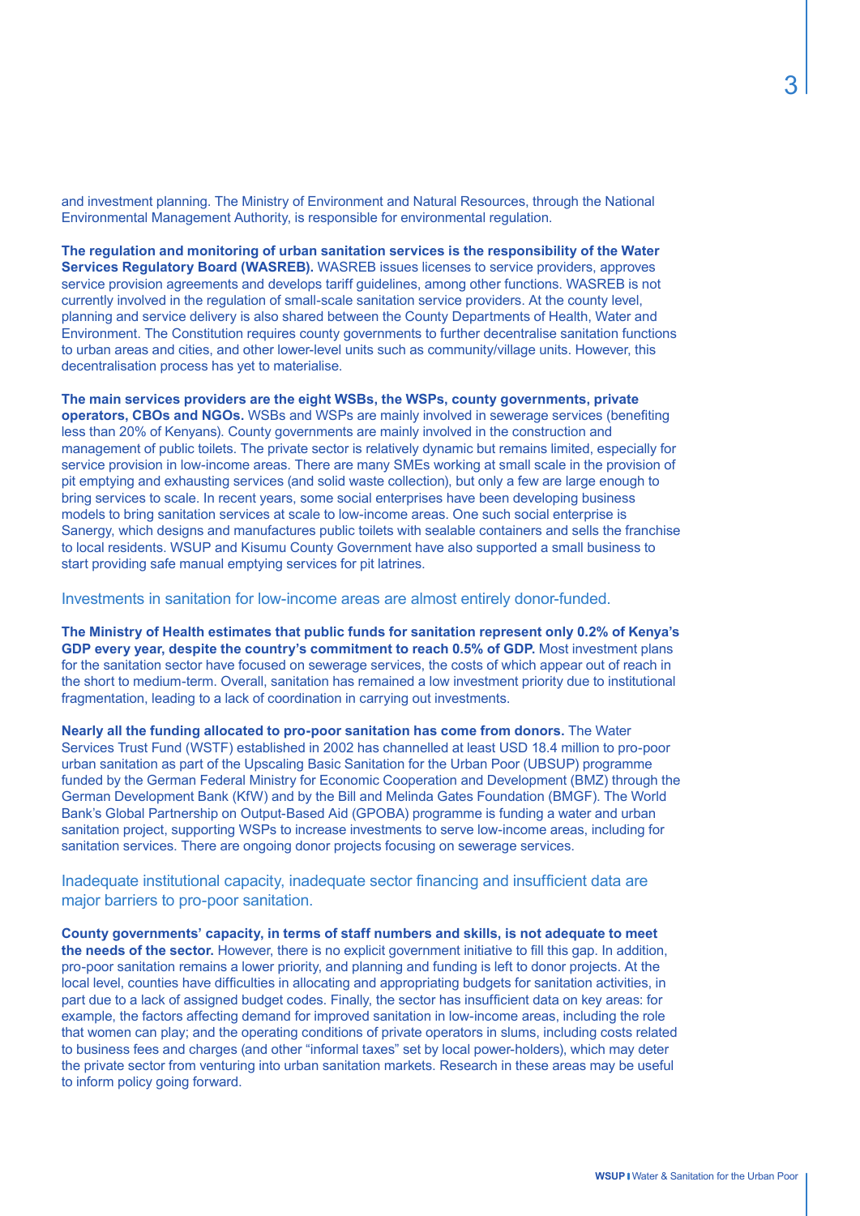and investment planning. The Ministry of Environment and Natural Resources, through the National Environmental Management Authority, is responsible for environmental regulation.

**The regulation and monitoring of urban sanitation services is the responsibility of the Water Services Regulatory Board (WASREB).** WASREB issues licenses to service providers, approves service provision agreements and develops tariff guidelines, among other functions. WASREB is not currently involved in the regulation of small-scale sanitation service providers. At the county level, planning and service delivery is also shared between the County Departments of Health, Water and Environment. The Constitution requires county governments to further decentralise sanitation functions to urban areas and cities, and other lower-level units such as community/village units. However, this decentralisation process has yet to materialise.

**The main services providers are the eight WSBs, the WSPs, county governments, private operators, CBOs and NGOs.** WSBs and WSPs are mainly involved in sewerage services (benefiting less than 20% of Kenyans). County governments are mainly involved in the construction and management of public toilets. The private sector is relatively dynamic but remains limited, especially for service provision in low-income areas. There are many SMEs working at small scale in the provision of pit emptying and exhausting services (and solid waste collection), but only a few are large enough to bring services to scale. In recent years, some social enterprises have been developing business models to bring sanitation services at scale to low-income areas. One such social enterprise is Sanergy, which designs and manufactures public toilets with sealable containers and sells the franchise to local residents. WSUP and Kisumu County Government have also supported a small business to start providing safe manual emptying services for pit latrines.

## Investments in sanitation for low-income areas are almost entirely donor-funded.

**The Ministry of Health estimates that public funds for sanitation represent only 0.2% of Kenya's GDP every year, despite the country's commitment to reach 0.5% of GDP.** Most investment plans for the sanitation sector have focused on sewerage services, the costs of which appear out of reach in the short to medium-term. Overall, sanitation has remained a low investment priority due to institutional fragmentation, leading to a lack of coordination in carrying out investments.

**Nearly all the funding allocated to pro-poor sanitation has come from donors.** The Water Services Trust Fund (WSTF) established in 2002 has channelled at least USD 18.4 million to pro-poor urban sanitation as part of the Upscaling Basic Sanitation for the Urban Poor (UBSUP) programme funded by the German Federal Ministry for Economic Cooperation and Development (BMZ) through the German Development Bank (KfW) and by the Bill and Melinda Gates Foundation (BMGF). The World Bank's Global Partnership on Output-Based Aid (GPOBA) programme is funding a water and urban sanitation project, supporting WSPs to increase investments to serve low-income areas, including for sanitation services. There are ongoing donor projects focusing on sewerage services.

## Inadequate institutional capacity, inadequate sector financing and insufficient data are major barriers to pro-poor sanitation.

**County governments' capacity, in terms of staff numbers and skills, is not adequate to meet the needs of the sector.** However, there is no explicit government initiative to fill this gap. In addition, pro-poor sanitation remains a lower priority, and planning and funding is left to donor projects. At the local level, counties have difficulties in allocating and appropriating budgets for sanitation activities, in part due to a lack of assigned budget codes. Finally, the sector has insufficient data on key areas: for example, the factors affecting demand for improved sanitation in low-income areas, including the role that women can play; and the operating conditions of private operators in slums, including costs related to business fees and charges (and other "informal taxes" set by local power-holders), which may deter the private sector from venturing into urban sanitation markets. Research in these areas may be useful to inform policy going forward.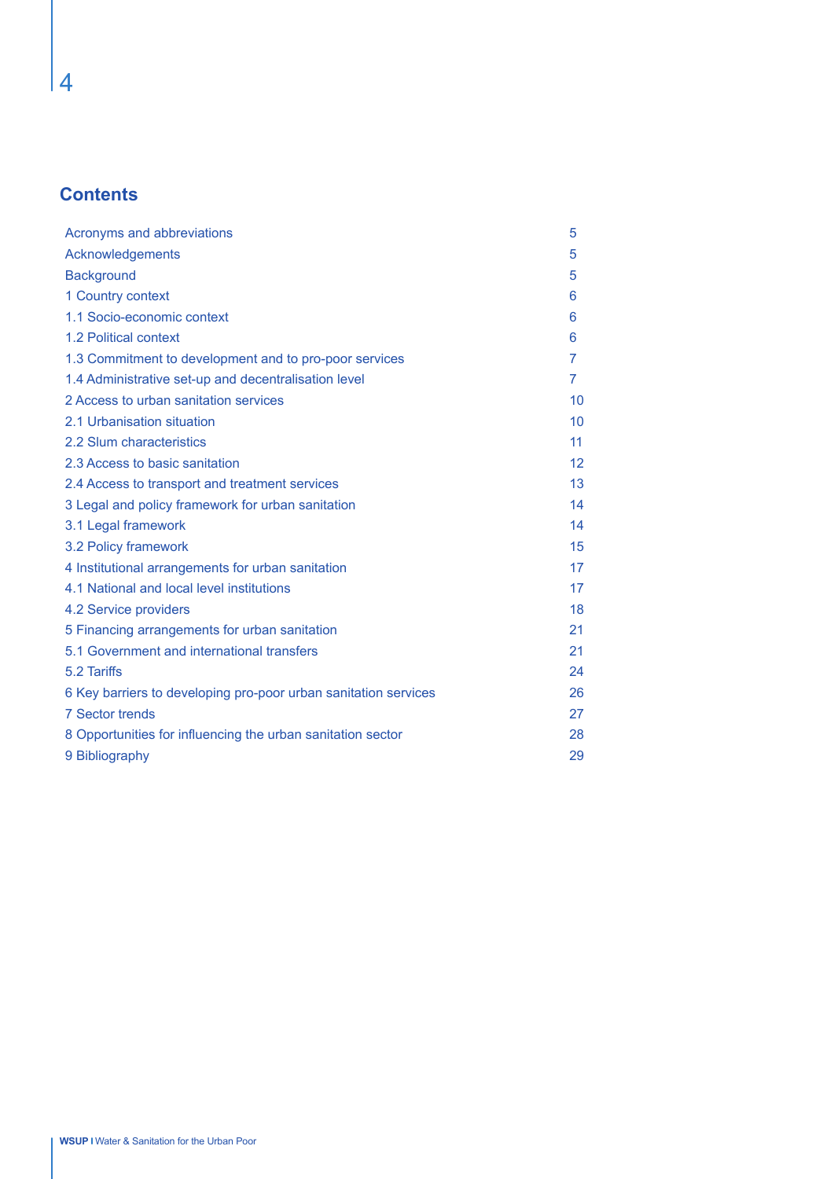## Contents

| | |
|---|---|
| Acronyms and abbreviations | 5 |
| Acknowledgements | 5 |
| Background | 5 |
| 1 Country context | 6 |
| 1.1 Socio-economic context | 6 |
| 1.2 Political context | 6 |
| 1.3 Commitment to development and to pro-poor services | 7 |
| 1.4 Administrative set-up and decentralisation level | 7 |
| 2 Access to urban sanitation services | 10 |
| 2.1 Urbanisation situation | 10 |
| 2.2 Slum characteristics | 11 |
| 2.3 Access to basic sanitation | 12 |
| 2.4 Access to transport and treatment services | 13 |
| 3 Legal and policy framework for urban sanitation | 14 |
| 3.1 Legal framework | 14 |
| 3.2 Policy framework | 15 |
| 4 Institutional arrangements for urban sanitation | 17 |
| 4.1 National and local level institutions | 17 |
| 4.2 Service providers | 18 |
| 5 Financing arrangements for urban sanitation | 21 |
| 5.1 Government and international transfers | 21 |
| 5.2 Tariffs | 24 |
| 6 Key barriers to developing pro-poor urban sanitation services | 26 |
| 7 Sector trends | 27 |
| 8 Opportunities for influencing the urban sanitation sector | 28 |
| 9 Bibliography | 29 |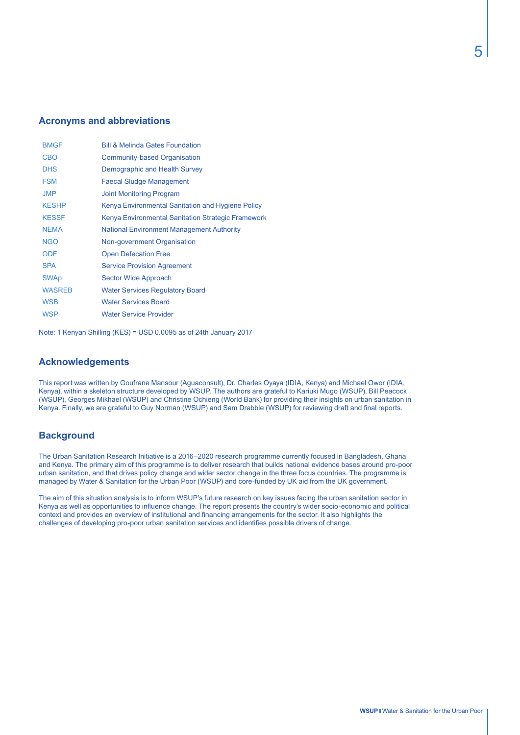## Acronyms and abbreviations

| | |
|---|---|
| BMGF | Bill & Melinda Gates Foundation |
| CBO | Community-based Organisation |
| DHS | Demographic and Health Survey |
| FSM | Faecal Sludge Management |
| JMP | Joint Monitoring Program |
| KESHP | Kenya Environmental Sanitation and Hygiene Policy |
| KESSF | Kenya Environmental Sanitation Strategic Framework |
| NEMA | National Environment Management Authority |
| NGO | Non-government Organisation |
| ODF | Open Defecation Free |
| SPA | Service Provision Agreement |
| SWAp | Sector Wide Approach |
| WASREB | Water Services Regulatory Board |
| WSB | Water Services Board |
| WSP | Water Service Provider |

Note: 1 Kenyan Shilling (KES) = USD 0.0095 as of 24th January 2017

## Acknowledgements

This report was written by Goufrane Mansour (Aguaconsult), Dr. Charles Oyaya (IDIA, Kenya) and Michael Owor (IDIA, Kenya), within a skeleton structure developed by WSUP. The authors are grateful to Kariuki Mugo (WSUP), Bill Peacock (WSUP), Georges Mikhael (WSUP) and Christine Ochieng (World Bank) for providing their insights on urban sanitation in Kenya. Finally, we are grateful to Guy Norman (WSUP) and Sam Drabble (WSUP) for reviewing draft and final reports.

## Background

The Urban Sanitation Research Initiative is a 2016–2020 research programme currently focused in Bangladesh, Ghana and Kenya. The primary aim of this programme is to deliver research that builds national evidence bases around pro-poor urban sanitation, and that drives policy change and wider sector change in the three focus countries. The programme is managed by Water & Sanitation for the Urban Poor (WSUP) and core-funded by UK aid from the UK government.

The aim of this situation analysis is to inform WSUP's future research on key issues facing the urban sanitation sector in Kenya as well as opportunities to influence change. The report presents the country's wider socio-economic and political context and provides an overview of institutional and financing arrangements for the sector. It also highlights the challenges of developing pro-poor urban sanitation services and identifies possible drivers of change.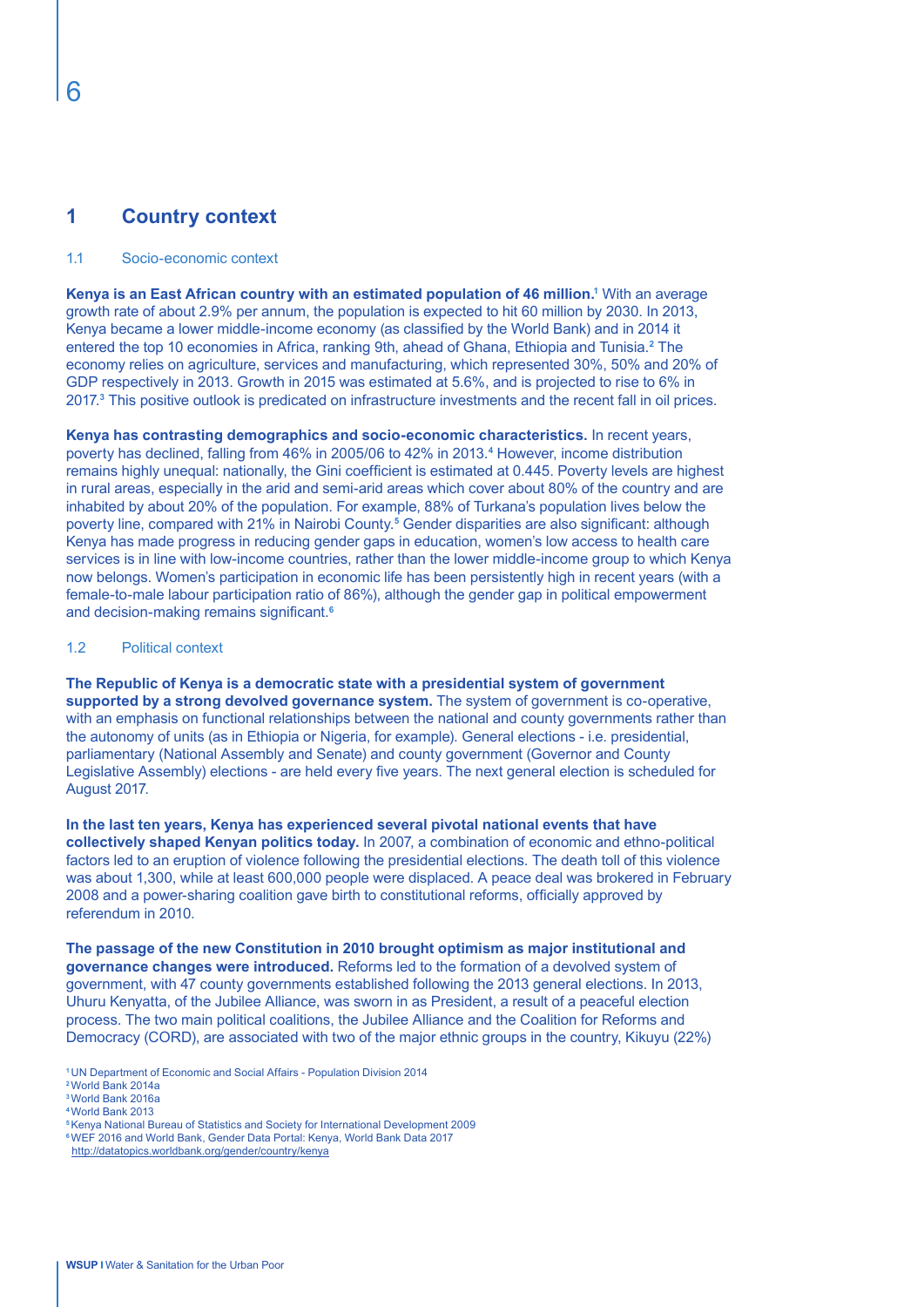# 1 Country context

## 1.1 Socio-economic context

**Kenya is an East African country with an estimated population of 46 million.**[1] With an average growth rate of about 2.9% per annum, the population is expected to hit 60 million by 2030. In 2013, Kenya became a lower middle-income economy (as classified by the World Bank) and in 2014 it entered the top 10 economies in Africa, ranking 9th, ahead of Ghana, Ethiopia and Tunisia.[2] The economy relies on agriculture, services and manufacturing, which represented 30%, 50% and 20% of GDP respectively in 2013. Growth in 2015 was estimated at 5.6%, and is projected to rise to 6% in 2017.[3] This positive outlook is predicated on infrastructure investments and the recent fall in oil prices.

**Kenya has contrasting demographics and socio-economic characteristics.** In recent years, poverty has declined, falling from 46% in 2005/06 to 42% in 2013.[4] However, income distribution remains highly unequal: nationally, the Gini coefficient is estimated at 0.445. Poverty levels are highest in rural areas, especially in the arid and semi-arid areas which cover about 80% of the country and are inhabited by about 20% of the population. For example, 88% of Turkana's population lives below the poverty line, compared with 21% in Nairobi County.[5] Gender disparities are also significant: although Kenya has made progress in reducing gender gaps in education, women's low access to health care services is in line with low-income countries, rather than the lower middle-income group to which Kenya now belongs. Women's participation in economic life has been persistently high in recent years (with a female-to-male labour participation ratio of 86%), although the gender gap in political empowerment and decision-making remains significant.[6]

## 1.2 Political context

**The Republic of Kenya is a democratic state with a presidential system of government supported by a strong devolved governance system.** The system of government is co-operative, with an emphasis on functional relationships between the national and county governments rather than the autonomy of units (as in Ethiopia or Nigeria, for example). General elections - i.e. presidential, parliamentary (National Assembly and Senate) and county government (Governor and County Legislative Assembly) elections - are held every five years. The next general election is scheduled for August 2017.

**In the last ten years, Kenya has experienced several pivotal national events that have collectively shaped Kenyan politics today.** In 2007, a combination of economic and ethno-political factors led to an eruption of violence following the presidential elections. The death toll of this violence was about 1,300, while at least 600,000 people were displaced. A peace deal was brokered in February 2008 and a power-sharing coalition gave birth to constitutional reforms, officially approved by referendum in 2010.

**The passage of the new Constitution in 2010 brought optimism as major institutional and governance changes were introduced.** Reforms led to the formation of a devolved system of government, with 47 county governments established following the 2013 general elections. In 2013, Uhuru Kenyatta, of the Jubilee Alliance, was sworn in as President, a result of a peaceful election process. The two main political coalitions, the Jubilee Alliance and the Coalition for Reforms and Democracy (CORD), are associated with two of the major ethnic groups in the country, Kikuyu (22%)

---

[1] UN Department of Economic and Social Affairs - Population Division 2014
[2] World Bank 2014a
[3] World Bank 2016a
[4] World Bank 2013
[5] Kenya National Bureau of Statistics and Society for International Development 2009
[6] WEF 2016 and World Bank, Gender Data Portal: Kenya, World Bank Data 2017 http://datatopics.worldbank.org/gender/country/kenya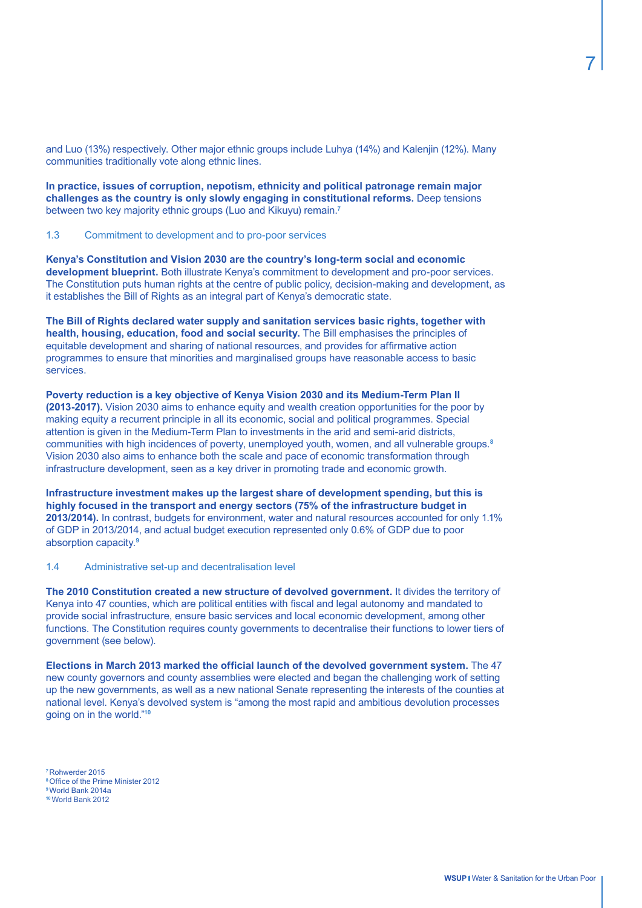and Luo (13%) respectively. Other major ethnic groups include Luhya (14%) and Kalenjin (12%). Many communities traditionally vote along ethnic lines.

**In practice, issues of corruption, nepotism, ethnicity and political patronage remain major challenges as the country is only slowly engaging in constitutional reforms.** Deep tensions between two key majority ethnic groups (Luo and Kikuyu) remain.[7]

### 1.3 Commitment to development and to pro-poor services

**Kenya's Constitution and Vision 2030 are the country's long-term social and economic development blueprint.** Both illustrate Kenya's commitment to development and pro-poor services. The Constitution puts human rights at the centre of public policy, decision-making and development, as it establishes the Bill of Rights as an integral part of Kenya's democratic state.

**The Bill of Rights declared water supply and sanitation services basic rights, together with health, housing, education, food and social security.** The Bill emphasises the principles of equitable development and sharing of national resources, and provides for affirmative action programmes to ensure that minorities and marginalised groups have reasonable access to basic services.

**Poverty reduction is a key objective of Kenya Vision 2030 and its Medium-Term Plan II (2013-2017).** Vision 2030 aims to enhance equity and wealth creation opportunities for the poor by making equity a recurrent principle in all its economic, social and political programmes. Special attention is given in the Medium-Term Plan to investments in the arid and semi-arid districts, communities with high incidences of poverty, unemployed youth, women, and all vulnerable groups.[8] Vision 2030 also aims to enhance both the scale and pace of economic transformation through infrastructure development, seen as a key driver in promoting trade and economic growth.

**Infrastructure investment makes up the largest share of development spending, but this is highly focused in the transport and energy sectors (75% of the infrastructure budget in 2013/2014).** In contrast, budgets for environment, water and natural resources accounted for only 1.1% of GDP in 2013/2014, and actual budget execution represented only 0.6% of GDP due to poor absorption capacity.[9]

### 1.4 Administrative set-up and decentralisation level

**The 2010 Constitution created a new structure of devolved government.** It divides the territory of Kenya into 47 counties, which are political entities with fiscal and legal autonomy and mandated to provide social infrastructure, ensure basic services and local economic development, among other functions. The Constitution requires county governments to decentralise their functions to lower tiers of government (see below).

**Elections in March 2013 marked the official launch of the devolved government system.** The 47 new county governors and county assemblies were elected and began the challenging work of setting up the new governments, as well as a new national Senate representing the interests of the counties at national level. Kenya's devolved system is "among the most rapid and ambitious devolution processes going on in the world."[10]

[7] Rohwerder 2015
[8] Office of the Prime Minister 2012
[9] World Bank 2014a
[10] World Bank 2012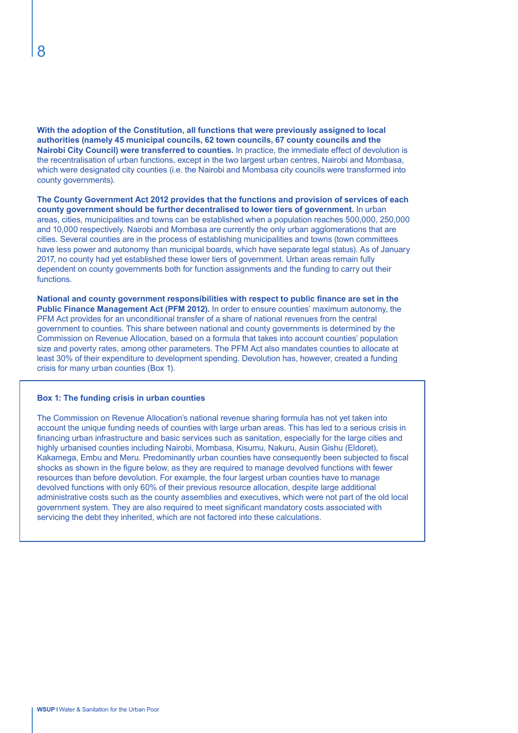**With the adoption of the Constitution, all functions that were previously assigned to local authorities (namely 45 municipal councils, 62 town councils, 67 county councils and the Nairobi City Council) were transferred to counties.** In practice, the immediate effect of devolution is the recentralisation of urban functions, except in the two largest urban centres, Nairobi and Mombasa, which were designated city counties (i.e. the Nairobi and Mombasa city councils were transformed into county governments).

**The County Government Act 2012 provides that the functions and provision of services of each county government should be further decentralised to lower tiers of government.** In urban areas, cities, municipalities and towns can be established when a population reaches 500,000, 250,000 and 10,000 respectively. Nairobi and Mombasa are currently the only urban agglomerations that are cities. Several counties are in the process of establishing municipalities and towns (town committees have less power and autonomy than municipal boards, which have separate legal status). As of January 2017, no county had yet established these lower tiers of government. Urban areas remain fully dependent on county governments both for function assignments and the funding to carry out their functions.

**National and county government responsibilities with respect to public finance are set in the Public Finance Management Act (PFM 2012).** In order to ensure counties' maximum autonomy, the PFM Act provides for an unconditional transfer of a share of national revenues from the central government to counties. This share between national and county governments is determined by the Commission on Revenue Allocation, based on a formula that takes into account counties' population size and poverty rates, among other parameters. The PFM Act also mandates counties to allocate at least 30% of their expenditure to development spending. Devolution has, however, created a funding crisis for many urban counties (Box 1).

**Box 1: The funding crisis in urban counties**

The Commission on Revenue Allocation's national revenue sharing formula has not yet taken into account the unique funding needs of counties with large urban areas. This has led to a serious crisis in financing urban infrastructure and basic services such as sanitation, especially for the large cities and highly urbanised counties including Nairobi, Mombasa, Kisumu, Nakuru, Ausin Gishu (Eldoret), Kakamega, Embu and Meru. Predominantly urban counties have consequently been subjected to fiscal shocks as shown in the figure below, as they are required to manage devolved functions with fewer resources than before devolution. For example, the four largest urban counties have to manage devolved functions with only 60% of their previous resource allocation, despite large additional administrative costs such as the county assemblies and executives, which were not part of the old local government system. They are also required to meet significant mandatory costs associated with servicing the debt they inherited, which are not factored into these calculations.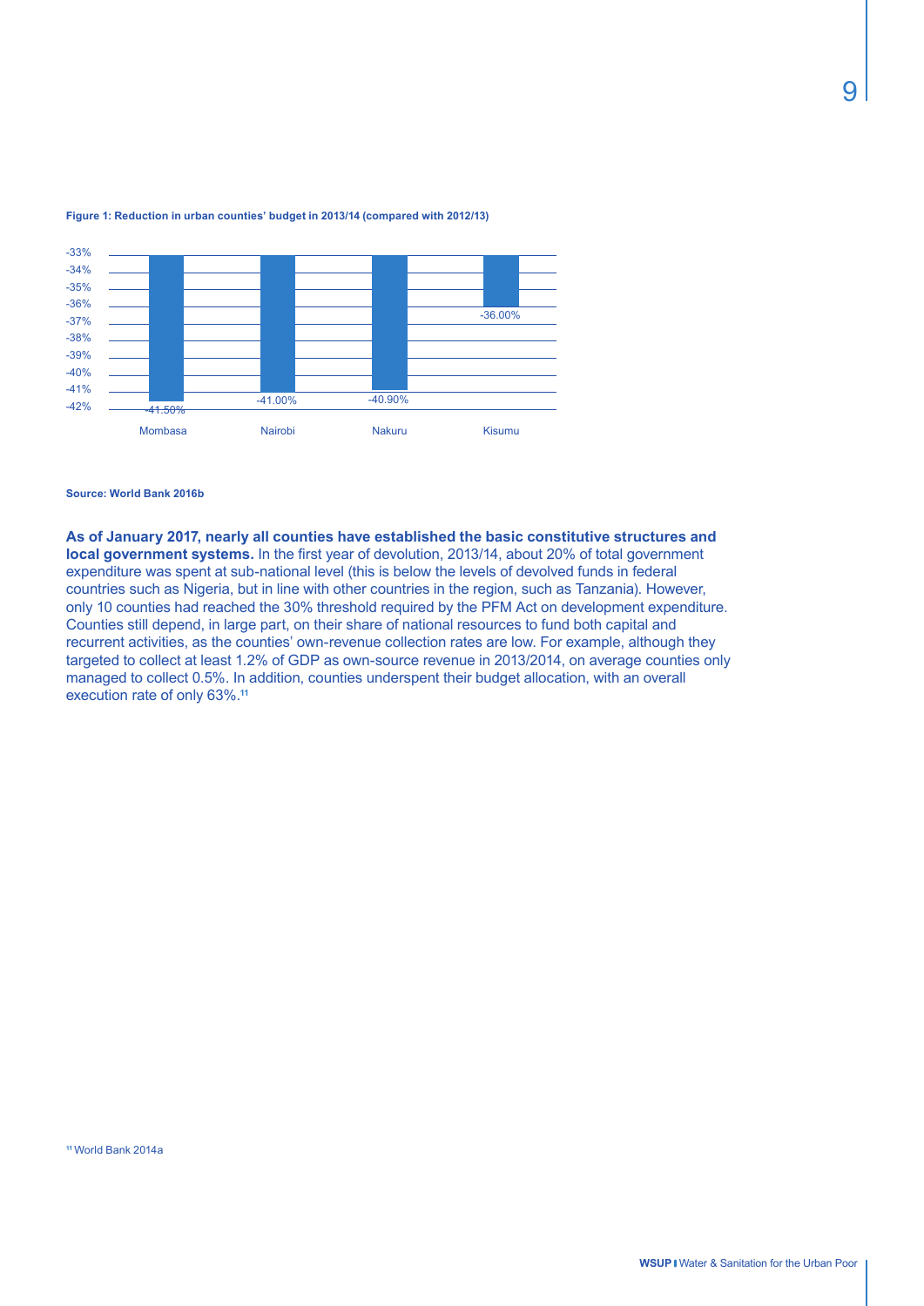**Figure 1: Reduction in urban counties' budget in 2013/14 (compared with 2012/13)**

| County | Reduction |
| --- | --- |
| Mombasa | -41.50% |
| Nairobi | -41.00% |
| Nakuru | -40.90% |
| Kisumu | -36.00% |

**Source: World Bank 2016b**

**As of January 2017, nearly all counties have established the basic constitutive structures and local government systems.** In the first year of devolution, 2013/14, about 20% of total government expenditure was spent at sub-national level (this is below the levels of devolved funds in federal countries such as Nigeria, but in line with other countries in the region, such as Tanzania). However, only 10 counties had reached the 30% threshold required by the PFM Act on development expenditure. Counties still depend, in large part, on their share of national resources to fund both capital and recurrent activities, as the counties' own-revenue collection rates are low. For example, although they targeted to collect at least 1.2% of GDP as own-source revenue in 2013/2014, on average counties only managed to collect 0.5%. In addition, counties underspent their budget allocation, with an overall execution rate of only 63%.[11]

[11] World Bank 2014a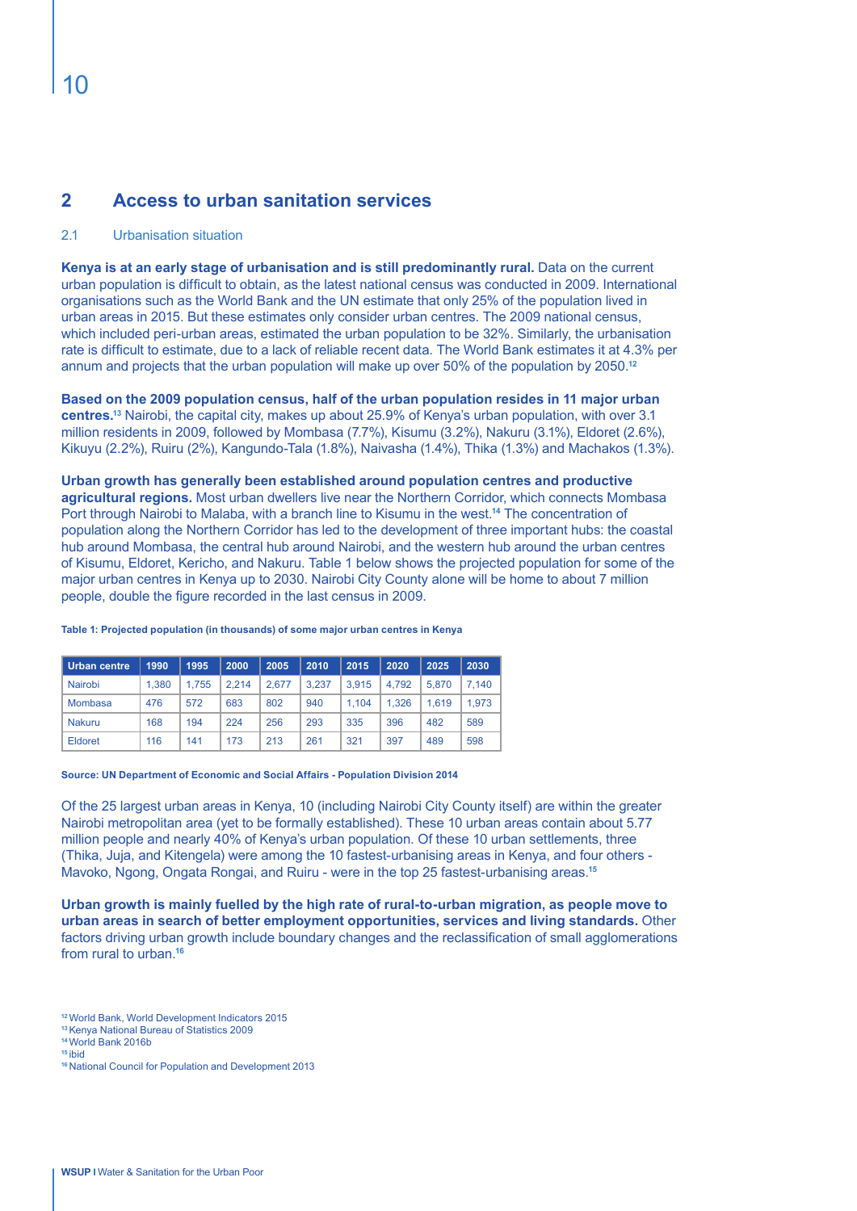## 2 Access to urban sanitation services

### 2.1 Urbanisation situation

**Kenya is at an early stage of urbanisation and is still predominantly rural.** Data on the current urban population is difficult to obtain, as the latest national census was conducted in 2009. International organisations such as the World Bank and the UN estimate that only 25% of the population lived in urban areas in 2015. But these estimates only consider urban centres. The 2009 national census, which included peri-urban areas, estimated the urban population to be 32%. Similarly, the urbanisation rate is difficult to estimate, due to a lack of reliable recent data. The World Bank estimates it at 4.3% per annum and projects that the urban population will make up over 50% of the population by 2050.[12]

**Based on the 2009 population census, half of the urban population resides in 11 major urban centres.**[13] Nairobi, the capital city, makes up about 25.9% of Kenya's urban population, with over 3.1 million residents in 2009, followed by Mombasa (7.7%), Kisumu (3.2%), Nakuru (3.1%), Eldoret (2.6%), Kikuyu (2.2%), Ruiru (2%), Kangundo-Tala (1.8%), Naivasha (1.4%), Thika (1.3%) and Machakos (1.3%).

**Urban growth has generally been established around population centres and productive agricultural regions.** Most urban dwellers live near the Northern Corridor, which connects Mombasa Port through Nairobi to Malaba, with a branch line to Kisumu in the west.[14] The concentration of population along the Northern Corridor has led to the development of three important hubs: the coastal hub around Mombasa, the central hub around Nairobi, and the western hub around the urban centres of Kisumu, Eldoret, Kericho, and Nakuru. Table 1 below shows the projected population for some of the major urban centres in Kenya up to 2030. Nairobi City County alone will be home to about 7 million people, double the figure recorded in the last census in 2009.

**Table 1: Projected population (in thousands) of some major urban centres in Kenya**

| Urban centre | 1990 | 1995 | 2000 | 2005 | 2010 | 2015 | 2020 | 2025 | 2030 |
|---|---|---|---|---|---|---|---|---|---|
| Nairobi | 1,380 | 1,755 | 2,214 | 2,677 | 3,237 | 3,915 | 4,792 | 5,870 | 7,140 |
| Mombasa | 476 | 572 | 683 | 802 | 940 | 1,104 | 1,326 | 1,619 | 1,973 |
| Nakuru | 168 | 194 | 224 | 256 | 293 | 335 | 396 | 482 | 589 |
| Eldoret | 116 | 141 | 173 | 213 | 261 | 321 | 397 | 489 | 598 |

**Source: UN Department of Economic and Social Affairs - Population Division 2014**

Of the 25 largest urban areas in Kenya, 10 (including Nairobi City County itself) are within the greater Nairobi metropolitan area (yet to be formally established). These 10 urban areas contain about 5.77 million people and nearly 40% of Kenya's urban population. Of these 10 urban settlements, three (Thika, Juja, and Kitengela) were among the 10 fastest-urbanising areas in Kenya, and four others - Mavoko, Ngong, Ongata Rongai, and Ruiru - were in the top 25 fastest-urbanising areas.[15]

**Urban growth is mainly fuelled by the high rate of rural-to-urban migration, as people move to urban areas in search of better employment opportunities, services and living standards.** Other factors driving urban growth include boundary changes and the reclassification of small agglomerations from rural to urban.[16]

[12] World Bank, World Development Indicators 2015
[13] Kenya National Bureau of Statistics 2009
[14] World Bank 2016b
[15] ibid
[16] National Council for Population and Development 2013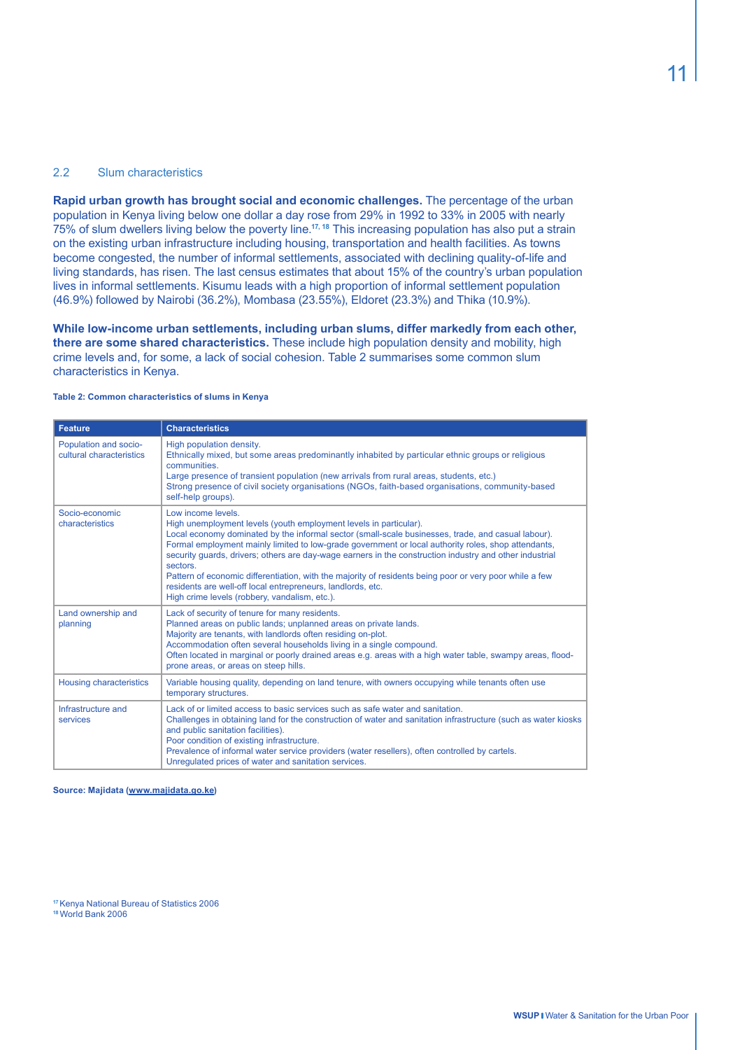## 2.2 Slum characteristics

**Rapid urban growth has brought social and economic challenges.** The percentage of the urban population in Kenya living below one dollar a day rose from 29% in 1992 to 33% in 2005 with nearly 75% of slum dwellers living below the poverty line.[17, 18] This increasing population has also put a strain on the existing urban infrastructure including housing, transportation and health facilities. As towns become congested, the number of informal settlements, associated with declining quality-of-life and living standards, has risen. The last census estimates that about 15% of the country's urban population lives in informal settlements. Kisumu leads with a high proportion of informal settlement population (46.9%) followed by Nairobi (36.2%), Mombasa (23.55%), Eldoret (23.3%) and Thika (10.9%).

**While low-income urban settlements, including urban slums, differ markedly from each other, there are some shared characteristics.** These include high population density and mobility, high crime levels and, for some, a lack of social cohesion. Table 2 summarises some common slum characteristics in Kenya.

**Table 2: Common characteristics of slums in Kenya**

| Feature | Characteristics |
|---|---|
| Population and socio-cultural characteristics | High population density.<br>Ethnically mixed, but some areas predominantly inhabited by particular ethnic groups or religious communities.<br>Large presence of transient population (new arrivals from rural areas, students, etc.)<br>Strong presence of civil society organisations (NGOs, faith-based organisations, community-based self-help groups). |
| Socio-economic characteristics | Low income levels.<br>High unemployment levels (youth employment levels in particular).<br>Local economy dominated by the informal sector (small-scale businesses, trade, and casual labour).<br>Formal employment mainly limited to low-grade government or local authority roles, shop attendants, security guards, drivers; others are day-wage earners in the construction industry and other industrial sectors.<br>Pattern of economic differentiation, with the majority of residents being poor or very poor while a few residents are well-off local entrepreneurs, landlords, etc.<br>High crime levels (robbery, vandalism, etc.). |
| Land ownership and planning | Lack of security of tenure for many residents.<br>Planned areas on public lands; unplanned areas on private lands.<br>Majority are tenants, with landlords often residing on-plot.<br>Accommodation often several households living in a single compound.<br>Often located in marginal or poorly drained areas e.g. areas with a high water table, swampy areas, flood-prone areas, or areas on steep hills. |
| Housing characteristics | Variable housing quality, depending on land tenure, with owners occupying while tenants often use temporary structures. |
| Infrastructure and services | Lack of or limited access to basic services such as safe water and sanitation.<br>Challenges in obtaining land for the construction of water and sanitation infrastructure (such as water kiosks and public sanitation facilities).<br>Poor condition of existing infrastructure.<br>Prevalence of informal water service providers (water resellers), often controlled by cartels.<br>Unregulated prices of water and sanitation services. |

**Source: Majidata (www.majidata.go.ke)**

[17] Kenya National Bureau of Statistics 2006
[18] World Bank 2006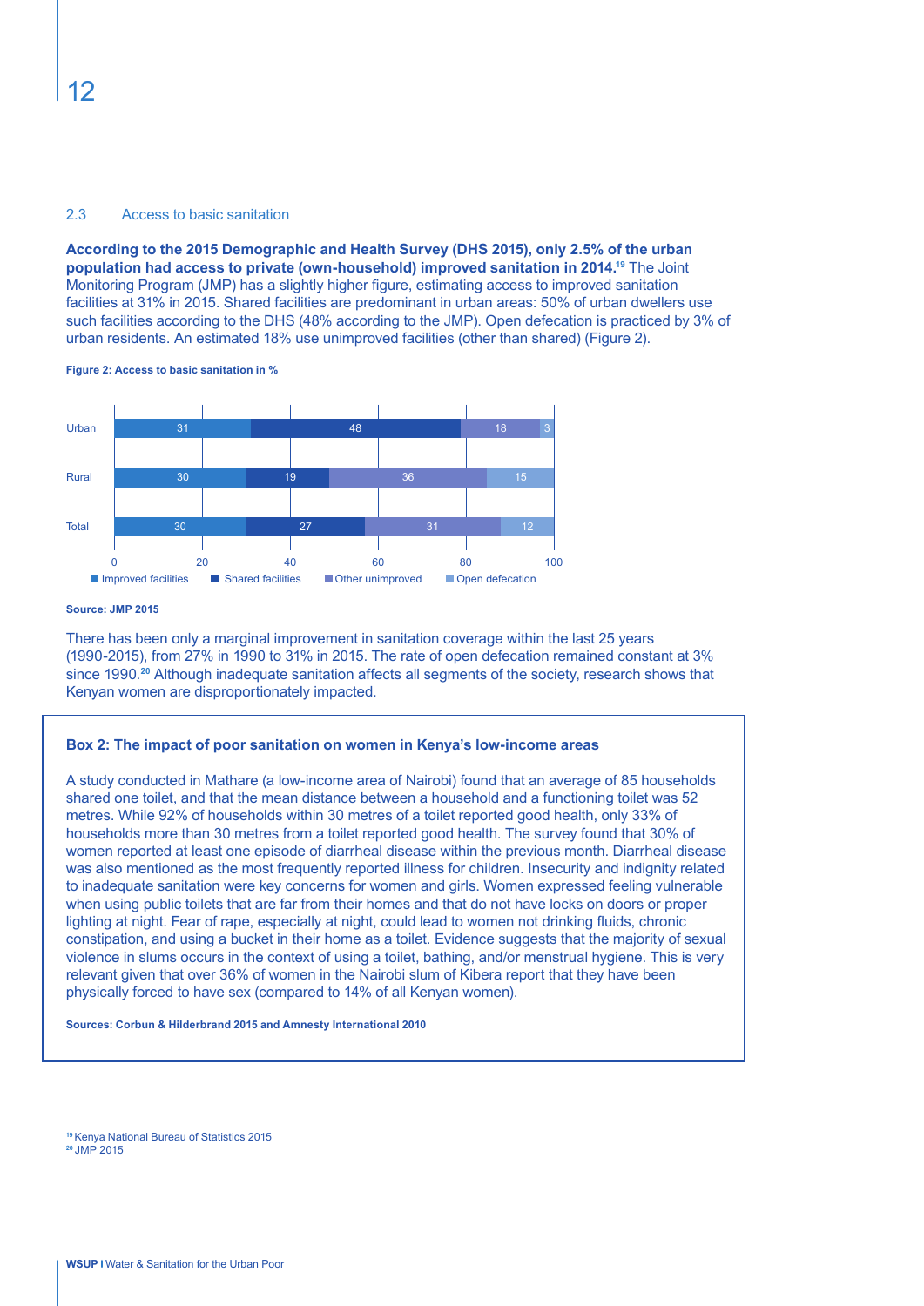## 2.3 Access to basic sanitation

**According to the 2015 Demographic and Health Survey (DHS 2015), only 2.5% of the urban population had access to private (own-household) improved sanitation in 2014.**[19] The Joint Monitoring Program (JMP) has a slightly higher figure, estimating access to improved sanitation facilities at 31% in 2015. Shared facilities are predominant in urban areas: 50% of urban dwellers use such facilities according to the DHS (48% according to the JMP). Open defecation is practiced by 3% of urban residents. An estimated 18% use unimproved facilities (other than shared) (Figure 2).

**Figure 2: Access to basic sanitation in %**

| | Improved facilities | Shared facilities | Other unimproved | Open defecation |
|---|---|---|---|---|
| Urban | 31 | 48 | 18 | 3 |
| Rural | 30 | 19 | 36 | 15 |
| Total | 30 | 27 | 31 | 12 |

**Source: JMP 2015**

There has been only a marginal improvement in sanitation coverage within the last 25 years (1990-2015), from 27% in 1990 to 31% in 2015. The rate of open defecation remained constant at 3% since 1990.[20] Although inadequate sanitation affects all segments of the society, research shows that Kenyan women are disproportionately impacted.

### Box 2: The impact of poor sanitation on women in Kenya's low-income areas

A study conducted in Mathare (a low-income area of Nairobi) found that an average of 85 households shared one toilet, and that the mean distance between a household and a functioning toilet was 52 metres. While 92% of households within 30 metres of a toilet reported good health, only 33% of households more than 30 metres from a toilet reported good health. The survey found that 30% of women reported at least one episode of diarrheal disease within the previous month. Diarrheal disease was also mentioned as the most frequently reported illness for children. Insecurity and indignity related to inadequate sanitation were key concerns for women and girls. Women expressed feeling vulnerable when using public toilets that are far from their homes and that do not have locks on doors or proper lighting at night. Fear of rape, especially at night, could lead to women not drinking fluids, chronic constipation, and using a bucket in their home as a toilet. Evidence suggests that the majority of sexual violence in slums occurs in the context of using a toilet, bathing, and/or menstrual hygiene. This is very relevant given that over 36% of women in the Nairobi slum of Kibera report that they have been physically forced to have sex (compared to 14% of all Kenyan women).

**Sources: Corbun & Hilderbrand 2015 and Amnesty International 2010**

[19] Kenya National Bureau of Statistics 2015
[20] JMP 2015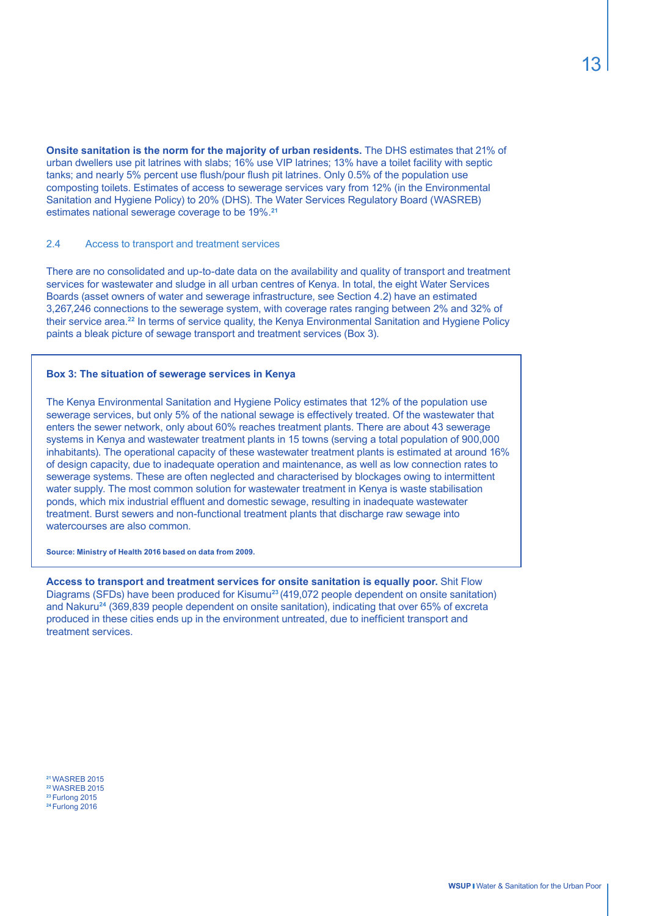**Onsite sanitation is the norm for the majority of urban residents.** The DHS estimates that 21% of urban dwellers use pit latrines with slabs; 16% use VIP latrines; 13% have a toilet facility with septic tanks; and nearly 5% percent use flush/pour flush pit latrines. Only 0.5% of the population use composting toilets. Estimates of access to sewerage services vary from 12% (in the Environmental Sanitation and Hygiene Policy) to 20% (DHS). The Water Services Regulatory Board (WASREB) estimates national sewerage coverage to be 19%.[21]

## 2.4 Access to transport and treatment services

There are no consolidated and up-to-date data on the availability and quality of transport and treatment services for wastewater and sludge in all urban centres of Kenya. In total, the eight Water Services Boards (asset owners of water and sewerage infrastructure, see Section 4.2) have an estimated 3,267,246 connections to the sewerage system, with coverage rates ranging between 2% and 32% of their service area.[22] In terms of service quality, the Kenya Environmental Sanitation and Hygiene Policy paints a bleak picture of sewage transport and treatment services (Box 3).

> **Box 3: The situation of sewerage services in Kenya**
>
> The Kenya Environmental Sanitation and Hygiene Policy estimates that 12% of the population use sewerage services, but only 5% of the national sewage is effectively treated. Of the wastewater that enters the sewer network, only about 60% reaches treatment plants. There are about 43 sewerage systems in Kenya and wastewater treatment plants in 15 towns (serving a total population of 900,000 inhabitants). The operational capacity of these wastewater treatment plants is estimated at around 16% of design capacity, due to inadequate operation and maintenance, as well as low connection rates to sewerage systems. These are often neglected and characterised by blockages owing to intermittent water supply. The most common solution for wastewater treatment in Kenya is waste stabilisation ponds, which mix industrial effluent and domestic sewage, resulting in inadequate wastewater treatment. Burst sewers and non-functional treatment plants that discharge raw sewage into watercourses are also common.
>
> **Source: Ministry of Health 2016 based on data from 2009.**

**Access to transport and treatment services for onsite sanitation is equally poor.** Shit Flow Diagrams (SFDs) have been produced for Kisumu[23] (419,072 people dependent on onsite sanitation) and Nakuru[24] (369,839 people dependent on onsite sanitation), indicating that over 65% of excreta produced in these cities ends up in the environment untreated, due to inefficient transport and treatment services.

[21] WASREB 2015
[22] WASREB 2015
[23] Furlong 2015
[24] Furlong 2016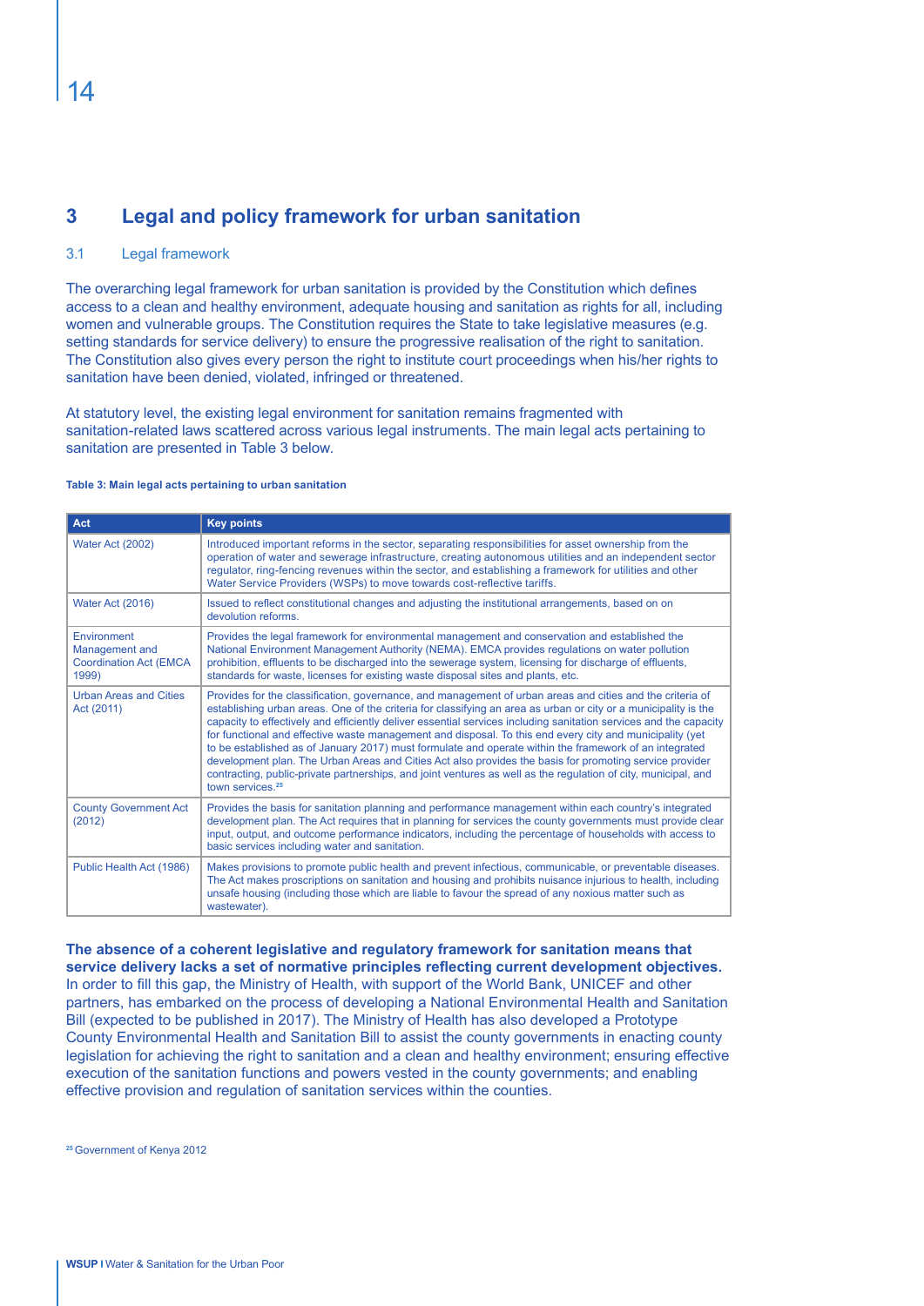# 3 Legal and policy framework for urban sanitation

## 3.1 Legal framework

The overarching legal framework for urban sanitation is provided by the Constitution which defines access to a clean and healthy environment, adequate housing and sanitation as rights for all, including women and vulnerable groups. The Constitution requires the State to take legislative measures (e.g. setting standards for service delivery) to ensure the progressive realisation of the right to sanitation. The Constitution also gives every person the right to institute court proceedings when his/her rights to sanitation have been denied, violated, infringed or threatened.

At statutory level, the existing legal environment for sanitation remains fragmented with sanitation-related laws scattered across various legal instruments. The main legal acts pertaining to sanitation are presented in Table 3 below.

**Table 3: Main legal acts pertaining to urban sanitation**

| Act | Key points |
|---|---|
| Water Act (2002) | Introduced important reforms in the sector, separating responsibilities for asset ownership from the operation of water and sewerage infrastructure, creating autonomous utilities and an independent sector regulator, ring-fencing revenues within the sector, and establishing a framework for utilities and other Water Service Providers (WSPs) to move towards cost-reflective tariffs. |
| Water Act (2016) | Issued to reflect constitutional changes and adjusting the institutional arrangements, based on on devolution reforms. |
| Environment Management and Coordination Act (EMCA 1999) | Provides the legal framework for environmental management and conservation and established the National Environment Management Authority (NEMA). EMCA provides regulations on water pollution prohibition, effluents to be discharged into the sewerage system, licensing for discharge of effluents, standards for waste, licenses for existing waste disposal sites and plants, etc. |
| Urban Areas and Cities Act (2011) | Provides for the classification, governance, and management of urban areas and cities and the criteria of establishing urban areas. One of the criteria for classifying an area as urban or city or a municipality is the capacity to effectively and efficiently deliver essential services including sanitation services and the capacity for functional and effective waste management and disposal. To this end every city and municipality (yet to be established as of January 2017) must formulate and operate within the framework of an integrated development plan. The Urban Areas and Cities Act also provides the basis for promoting service provider contracting, public-private partnerships, and joint ventures as well as the regulation of city, municipal, and town services.[25] |
| County Government Act (2012) | Provides the basis for sanitation planning and performance management within each country's integrated development plan. The Act requires that in planning for services the county governments must provide clear input, output, and outcome performance indicators, including the percentage of households with access to basic services including water and sanitation. |
| Public Health Act (1986) | Makes provisions to promote public health and prevent infectious, communicable, or preventable diseases. The Act makes proscriptions on sanitation and housing and prohibits nuisance injurious to health, including unsafe housing (including those which are liable to favour the spread of any noxious matter such as wastewater). |

**The absence of a coherent legislative and regulatory framework for sanitation means that service delivery lacks a set of normative principles reflecting current development objectives.** In order to fill this gap, the Ministry of Health, with support of the World Bank, UNICEF and other partners, has embarked on the process of developing a National Environmental Health and Sanitation Bill (expected to be published in 2017). The Ministry of Health has also developed a Prototype County Environmental Health and Sanitation Bill to assist the county governments in enacting county legislation for achieving the right to sanitation and a clean and healthy environment; ensuring effective execution of the sanitation functions and powers vested in the county governments; and enabling effective provision and regulation of sanitation services within the counties.

[25] Government of Kenya 2012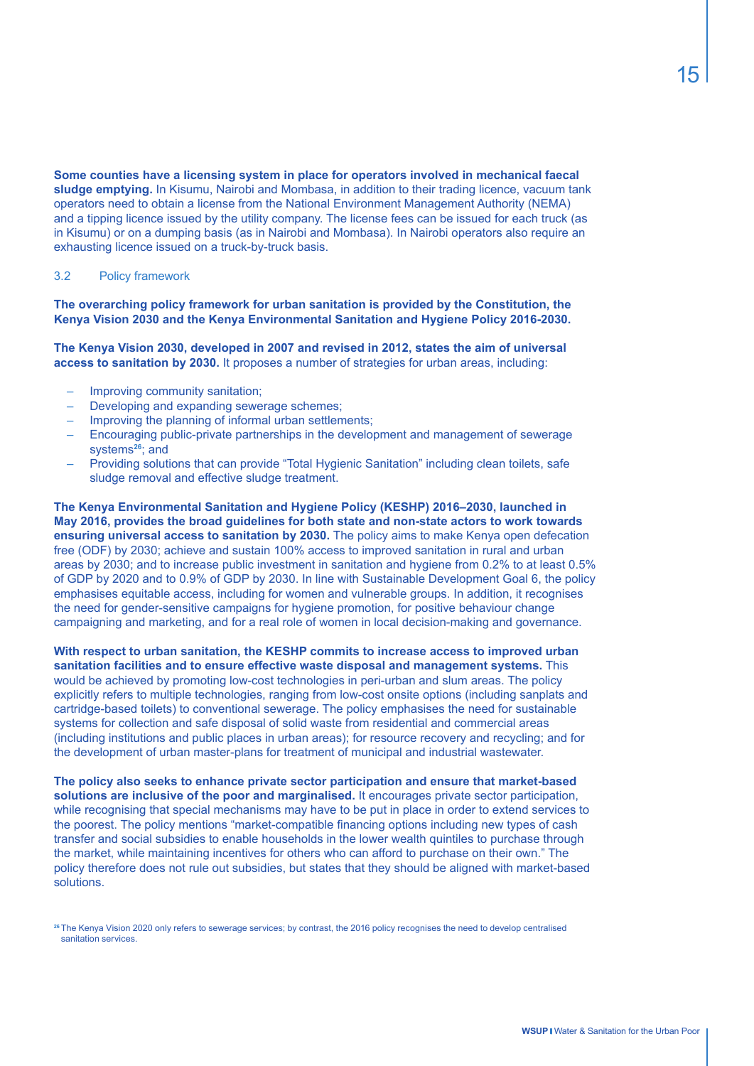**Some counties have a licensing system in place for operators involved in mechanical faecal sludge emptying.** In Kisumu, Nairobi and Mombasa, in addition to their trading licence, vacuum tank operators need to obtain a license from the National Environment Management Authority (NEMA) and a tipping licence issued by the utility company. The license fees can be issued for each truck (as in Kisumu) or on a dumping basis (as in Nairobi and Mombasa). In Nairobi operators also require an exhausting licence issued on a truck-by-truck basis.

## 3.2 Policy framework

**The overarching policy framework for urban sanitation is provided by the Constitution, the Kenya Vision 2030 and the Kenya Environmental Sanitation and Hygiene Policy 2016-2030.**

**The Kenya Vision 2030, developed in 2007 and revised in 2012, states the aim of universal access to sanitation by 2030.** It proposes a number of strategies for urban areas, including:

- Improving community sanitation;
- Developing and expanding sewerage schemes;
- Improving the planning of informal urban settlements;
- Encouraging public-private partnerships in the development and management of sewerage systems[26]; and
- Providing solutions that can provide “Total Hygienic Sanitation” including clean toilets, safe sludge removal and effective sludge treatment.

**The Kenya Environmental Sanitation and Hygiene Policy (KESHP) 2016–2030, launched in May 2016, provides the broad guidelines for both state and non-state actors to work towards ensuring universal access to sanitation by 2030.** The policy aims to make Kenya open defecation free (ODF) by 2030; achieve and sustain 100% access to improved sanitation in rural and urban areas by 2030; and to increase public investment in sanitation and hygiene from 0.2% to at least 0.5% of GDP by 2020 and to 0.9% of GDP by 2030. In line with Sustainable Development Goal 6, the policy emphasises equitable access, including for women and vulnerable groups. In addition, it recognises the need for gender-sensitive campaigns for hygiene promotion, for positive behaviour change campaigning and marketing, and for a real role of women in local decision-making and governance.

**With respect to urban sanitation, the KESHP commits to increase access to improved urban sanitation facilities and to ensure effective waste disposal and management systems.** This would be achieved by promoting low-cost technologies in peri-urban and slum areas. The policy explicitly refers to multiple technologies, ranging from low-cost onsite options (including sanplats and cartridge-based toilets) to conventional sewerage. The policy emphasises the need for sustainable systems for collection and safe disposal of solid waste from residential and commercial areas (including institutions and public places in urban areas); for resource recovery and recycling; and for the development of urban master-plans for treatment of municipal and industrial wastewater.

**The policy also seeks to enhance private sector participation and ensure that market-based solutions are inclusive of the poor and marginalised.** It encourages private sector participation, while recognising that special mechanisms may have to be put in place in order to extend services to the poorest. The policy mentions “market-compatible financing options including new types of cash transfer and social subsidies to enable households in the lower wealth quintiles to purchase through the market, while maintaining incentives for others who can afford to purchase on their own.” The policy therefore does not rule out subsidies, but states that they should be aligned with market-based solutions.

[26] The Kenya Vision 2020 only refers to sewerage services; by contrast, the 2016 policy recognises the need to develop centralised sanitation services.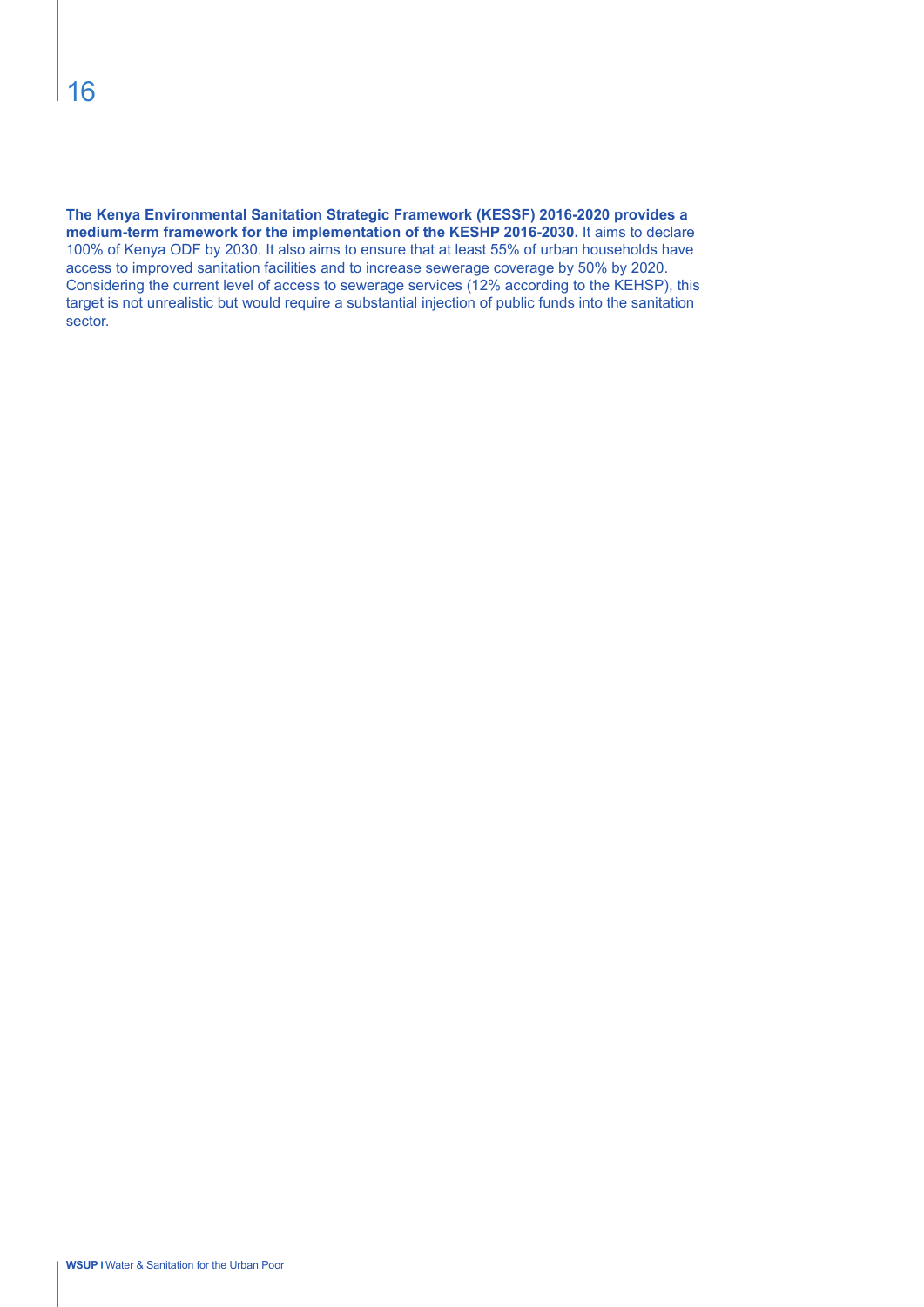**The Kenya Environmental Sanitation Strategic Framework (KESSF) 2016-2020 provides a medium-term framework for the implementation of the KESHP 2016-2030.** It aims to declare 100% of Kenya ODF by 2030. It also aims to ensure that at least 55% of urban households have access to improved sanitation facilities and to increase sewerage coverage by 50% by 2020. Considering the current level of access to sewerage services (12% according to the KEHSP), this target is not unrealistic but would require a substantial injection of public funds into the sanitation sector.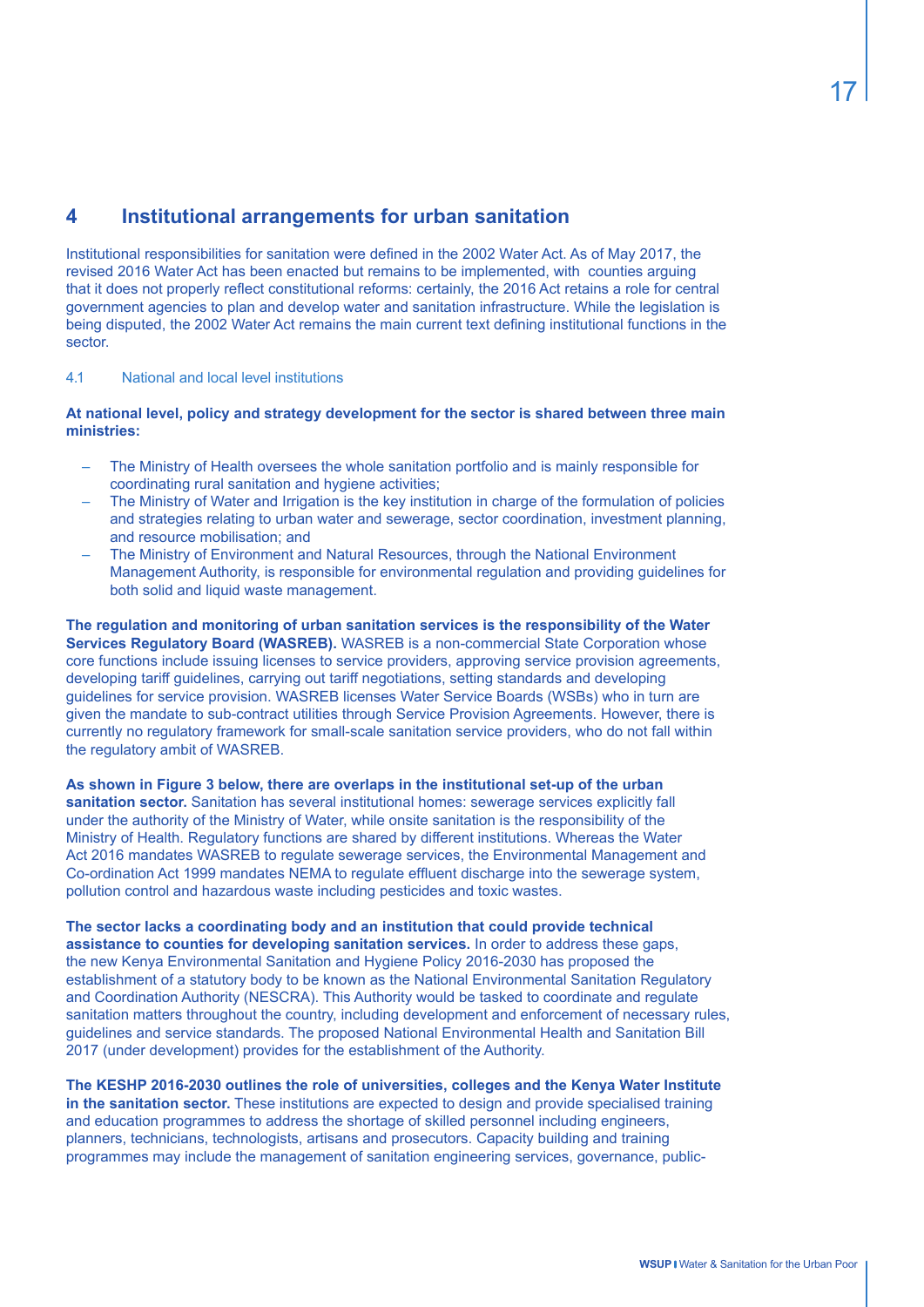# 4 Institutional arrangements for urban sanitation

Institutional responsibilities for sanitation were defined in the 2002 Water Act. As of May 2017, the revised 2016 Water Act has been enacted but remains to be implemented, with counties arguing that it does not properly reflect constitutional reforms: certainly, the 2016 Act retains a role for central government agencies to plan and develop water and sanitation infrastructure. While the legislation is being disputed, the 2002 Water Act remains the main current text defining institutional functions in the sector.

## 4.1 National and local level institutions

**At national level, policy and strategy development for the sector is shared between three main ministries:**

- The Ministry of Health oversees the whole sanitation portfolio and is mainly responsible for coordinating rural sanitation and hygiene activities;
- The Ministry of Water and Irrigation is the key institution in charge of the formulation of policies and strategies relating to urban water and sewerage, sector coordination, investment planning, and resource mobilisation; and
- The Ministry of Environment and Natural Resources, through the National Environment Management Authority, is responsible for environmental regulation and providing guidelines for both solid and liquid waste management.

**The regulation and monitoring of urban sanitation services is the responsibility of the Water Services Regulatory Board (WASREB).** WASREB is a non-commercial State Corporation whose core functions include issuing licenses to service providers, approving service provision agreements, developing tariff guidelines, carrying out tariff negotiations, setting standards and developing guidelines for service provision. WASREB licenses Water Service Boards (WSBs) who in turn are given the mandate to sub-contract utilities through Service Provision Agreements. However, there is currently no regulatory framework for small-scale sanitation service providers, who do not fall within the regulatory ambit of WASREB.

**As shown in Figure 3 below, there are overlaps in the institutional set-up of the urban sanitation sector.** Sanitation has several institutional homes: sewerage services explicitly fall under the authority of the Ministry of Water, while onsite sanitation is the responsibility of the Ministry of Health. Regulatory functions are shared by different institutions. Whereas the Water Act 2016 mandates WASREB to regulate sewerage services, the Environmental Management and Co-ordination Act 1999 mandates NEMA to regulate effluent discharge into the sewerage system, pollution control and hazardous waste including pesticides and toxic wastes.

**The sector lacks a coordinating body and an institution that could provide technical assistance to counties for developing sanitation services.** In order to address these gaps, the new Kenya Environmental Sanitation and Hygiene Policy 2016-2030 has proposed the establishment of a statutory body to be known as the National Environmental Sanitation Regulatory and Coordination Authority (NESCRA). This Authority would be tasked to coordinate and regulate sanitation matters throughout the country, including development and enforcement of necessary rules, guidelines and service standards. The proposed National Environmental Health and Sanitation Bill 2017 (under development) provides for the establishment of the Authority.

**The KESHP 2016-2030 outlines the role of universities, colleges and the Kenya Water Institute in the sanitation sector.** These institutions are expected to design and provide specialised training and education programmes to address the shortage of skilled personnel including engineers, planners, technicians, technologists, artisans and prosecutors. Capacity building and training programmes may include the management of sanitation engineering services, governance, public-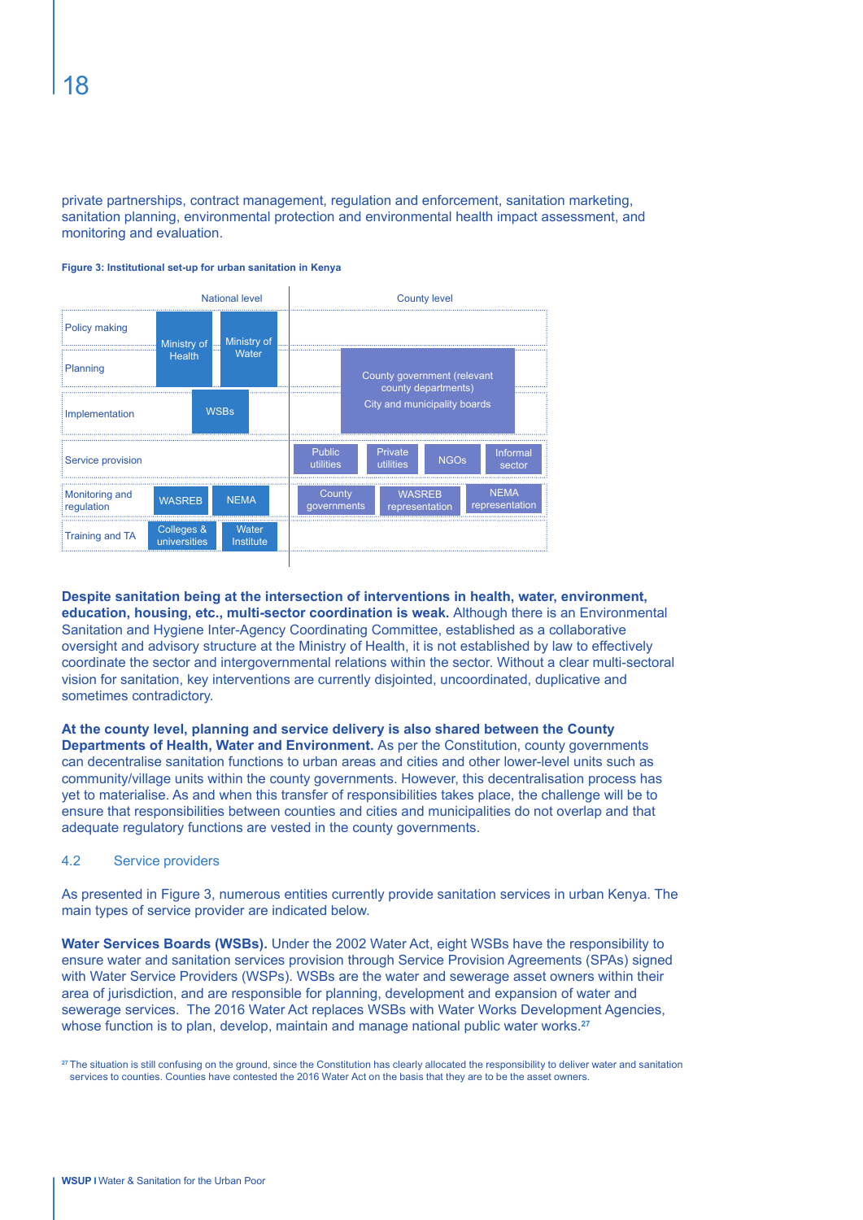private partnerships, contract management, regulation and enforcement, sanitation marketing, sanitation planning, environmental protection and environmental health impact assessment, and monitoring and evaluation.

**Figure 3: Institutional set-up for urban sanitation in Kenya**

| | National level | County level |
|---|---|---|
| Policy making | Ministry of Health; Ministry of Water | |
| Planning | Ministry of Health; Ministry of Water | County government (relevant county departments); City and municipality boards |
| Implementation | WSBs | County government (relevant county departments); City and municipality boards |
| Service provision | | Public utilities; Private utilities; NGOs; Informal sector |
| Monitoring and regulation | WASREB; NEMA | County governments; WASREB representation; NEMA representation |
| Training and TA | Colleges & universities; Water Institute | |

**Despite sanitation being at the intersection of interventions in health, water, environment, education, housing, etc., multi-sector coordination is weak.** Although there is an Environmental Sanitation and Hygiene Inter-Agency Coordinating Committee, established as a collaborative oversight and advisory structure at the Ministry of Health, it is not established by law to effectively coordinate the sector and intergovernmental relations within the sector. Without a clear multi-sectoral vision for sanitation, key interventions are currently disjointed, uncoordinated, duplicative and sometimes contradictory.

**At the county level, planning and service delivery is also shared between the County Departments of Health, Water and Environment.** As per the Constitution, county governments can decentralise sanitation functions to urban areas and cities and other lower-level units such as community/village units within the county governments. However, this decentralisation process has yet to materialise. As and when this transfer of responsibilities takes place, the challenge will be to ensure that responsibilities between counties and cities and municipalities do not overlap and that adequate regulatory functions are vested in the county governments.

## 4.2 Service providers

As presented in Figure 3, numerous entities currently provide sanitation services in urban Kenya. The main types of service provider are indicated below.

**Water Services Boards (WSBs).** Under the 2002 Water Act, eight WSBs have the responsibility to ensure water and sanitation services provision through Service Provision Agreements (SPAs) signed with Water Service Providers (WSPs). WSBs are the water and sewerage asset owners within their area of jurisdiction, and are responsible for planning, development and expansion of water and sewerage services. The 2016 Water Act replaces WSBs with Water Works Development Agencies, whose function is to plan, develop, maintain and manage national public water works.[27]

[27] The situation is still confusing on the ground, since the Constitution has clearly allocated the responsibility to deliver water and sanitation services to counties. Counties have contested the 2016 Water Act on the basis that they are to be the asset owners.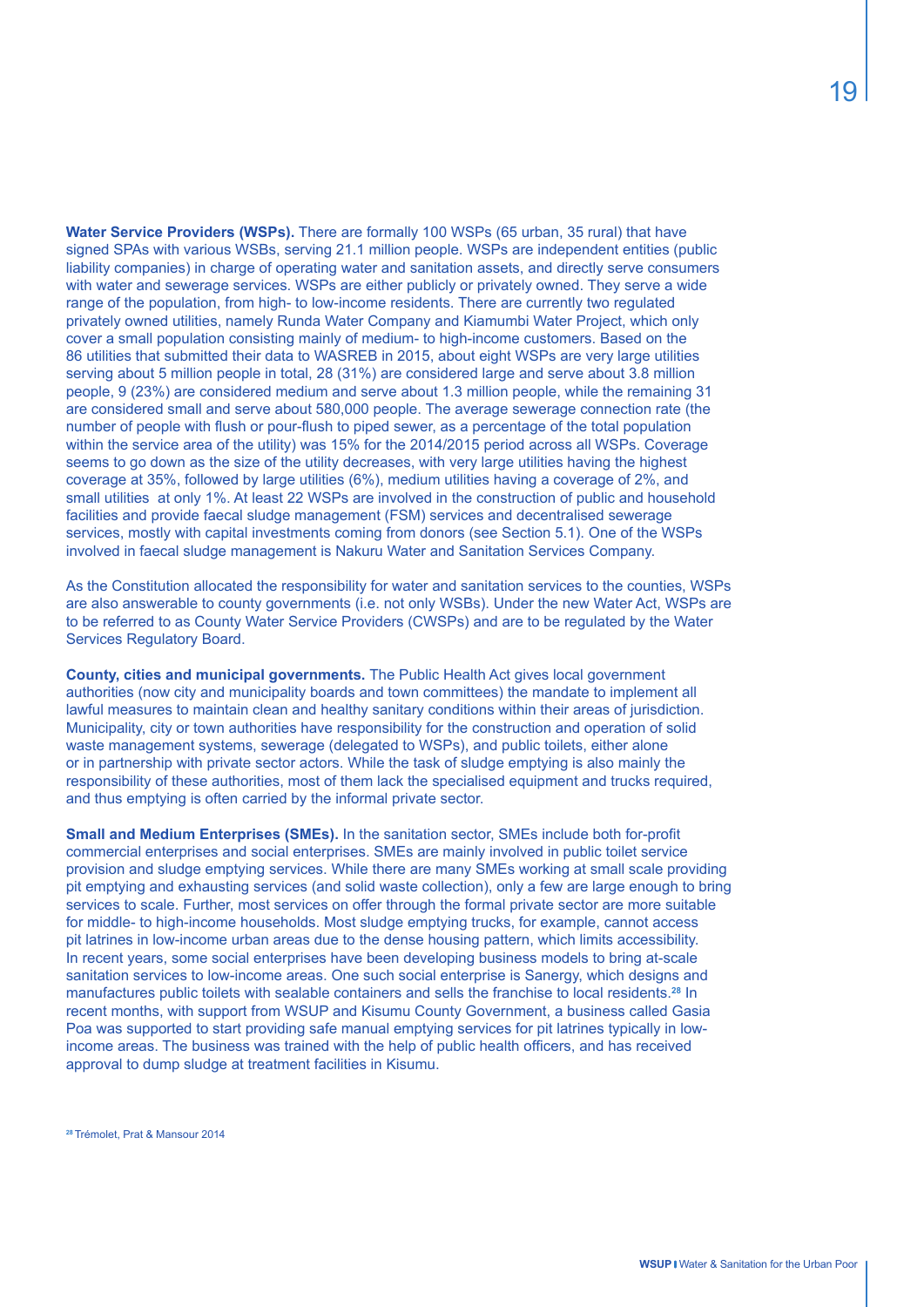**Water Service Providers (WSPs).** There are formally 100 WSPs (65 urban, 35 rural) that have signed SPAs with various WSBs, serving 21.1 million people. WSPs are independent entities (public liability companies) in charge of operating water and sanitation assets, and directly serve consumers with water and sewerage services. WSPs are either publicly or privately owned. They serve a wide range of the population, from high- to low-income residents. There are currently two regulated privately owned utilities, namely Runda Water Company and Kiamumbi Water Project, which only cover a small population consisting mainly of medium- to high-income customers. Based on the 86 utilities that submitted their data to WASREB in 2015, about eight WSPs are very large utilities serving about 5 million people in total, 28 (31%) are considered large and serve about 3.8 million people, 9 (23%) are considered medium and serve about 1.3 million people, while the remaining 31 are considered small and serve about 580,000 people. The average sewerage connection rate (the number of people with flush or pour-flush to piped sewer, as a percentage of the total population within the service area of the utility) was 15% for the 2014/2015 period across all WSPs. Coverage seems to go down as the size of the utility decreases, with very large utilities having the highest coverage at 35%, followed by large utilities (6%), medium utilities having a coverage of 2%, and small utilities at only 1%. At least 22 WSPs are involved in the construction of public and household facilities and provide faecal sludge management (FSM) services and decentralised sewerage services, mostly with capital investments coming from donors (see Section 5.1). One of the WSPs involved in faecal sludge management is Nakuru Water and Sanitation Services Company.

As the Constitution allocated the responsibility for water and sanitation services to the counties, WSPs are also answerable to county governments (i.e. not only WSBs). Under the new Water Act, WSPs are to be referred to as County Water Service Providers (CWSPs) and are to be regulated by the Water Services Regulatory Board.

**County, cities and municipal governments.** The Public Health Act gives local government authorities (now city and municipality boards and town committees) the mandate to implement all lawful measures to maintain clean and healthy sanitary conditions within their areas of jurisdiction. Municipality, city or town authorities have responsibility for the construction and operation of solid waste management systems, sewerage (delegated to WSPs), and public toilets, either alone or in partnership with private sector actors. While the task of sludge emptying is also mainly the responsibility of these authorities, most of them lack the specialised equipment and trucks required, and thus emptying is often carried by the informal private sector.

**Small and Medium Enterprises (SMEs).** In the sanitation sector, SMEs include both for-profit commercial enterprises and social enterprises. SMEs are mainly involved in public toilet service provision and sludge emptying services. While there are many SMEs working at small scale providing pit emptying and exhausting services (and solid waste collection), only a few are large enough to bring services to scale. Further, most services on offer through the formal private sector are more suitable for middle- to high-income households. Most sludge emptying trucks, for example, cannot access pit latrines in low-income urban areas due to the dense housing pattern, which limits accessibility. In recent years, some social enterprises have been developing business models to bring at-scale sanitation services to low-income areas. One such social enterprise is Sanergy, which designs and manufactures public toilets with sealable containers and sells the franchise to local residents.[28] In recent months, with support from WSUP and Kisumu County Government, a business called Gasia Poa was supported to start providing safe manual emptying services for pit latrines typically in low-income areas. The business was trained with the help of public health officers, and has received approval to dump sludge at treatment facilities in Kisumu.

[28] Trémolet, Prat & Mansour 2014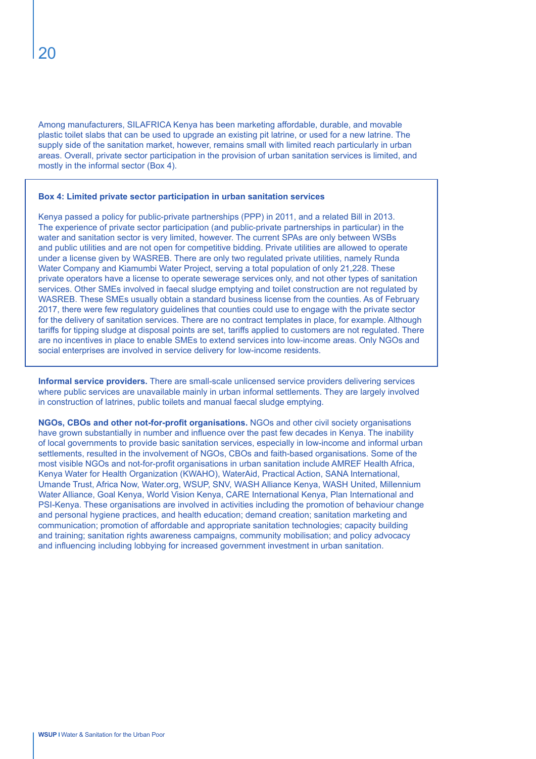Among manufacturers, SILAFRICA Kenya has been marketing affordable, durable, and movable plastic toilet slabs that can be used to upgrade an existing pit latrine, or used for a new latrine. The supply side of the sanitation market, however, remains small with limited reach particularly in urban areas. Overall, private sector participation in the provision of urban sanitation services is limited, and mostly in the informal sector (Box 4).

> **Box 4: Limited private sector participation in urban sanitation services**
>
> Kenya passed a policy for public-private partnerships (PPP) in 2011, and a related Bill in 2013. The experience of private sector participation (and public-private partnerships in particular) in the water and sanitation sector is very limited, however. The current SPAs are only between WSBs and public utilities and are not open for competitive bidding. Private utilities are allowed to operate under a license given by WASREB. There are only two regulated private utilities, namely Runda Water Company and Kiamumbi Water Project, serving a total population of only 21,228. These private operators have a license to operate sewerage services only, and not other types of sanitation services. Other SMEs involved in faecal sludge emptying and toilet construction are not regulated by WASREB. These SMEs usually obtain a standard business license from the counties. As of February 2017, there were few regulatory guidelines that counties could use to engage with the private sector for the delivery of sanitation services. There are no contract templates in place, for example. Although tariffs for tipping sludge at disposal points are set, tariffs applied to customers are not regulated. There are no incentives in place to enable SMEs to extend services into low-income areas. Only NGOs and social enterprises are involved in service delivery for low-income residents.

**Informal service providers.** There are small-scale unlicensed service providers delivering services where public services are unavailable mainly in urban informal settlements. They are largely involved in construction of latrines, public toilets and manual faecal sludge emptying.

**NGOs, CBOs and other not-for-profit organisations.** NGOs and other civil society organisations have grown substantially in number and influence over the past few decades in Kenya. The inability of local governments to provide basic sanitation services, especially in low-income and informal urban settlements, resulted in the involvement of NGOs, CBOs and faith-based organisations. Some of the most visible NGOs and not-for-profit organisations in urban sanitation include AMREF Health Africa, Kenya Water for Health Organization (KWAHO), WaterAid, Practical Action, SANA International, Umande Trust, Africa Now, Water.org, WSUP, SNV, WASH Alliance Kenya, WASH United, Millennium Water Alliance, Goal Kenya, World Vision Kenya, CARE International Kenya, Plan International and PSI-Kenya. These organisations are involved in activities including the promotion of behaviour change and personal hygiene practices, and health education; demand creation; sanitation marketing and communication; promotion of affordable and appropriate sanitation technologies; capacity building and training; sanitation rights awareness campaigns, community mobilisation; and policy advocacy and influencing including lobbying for increased government investment in urban sanitation.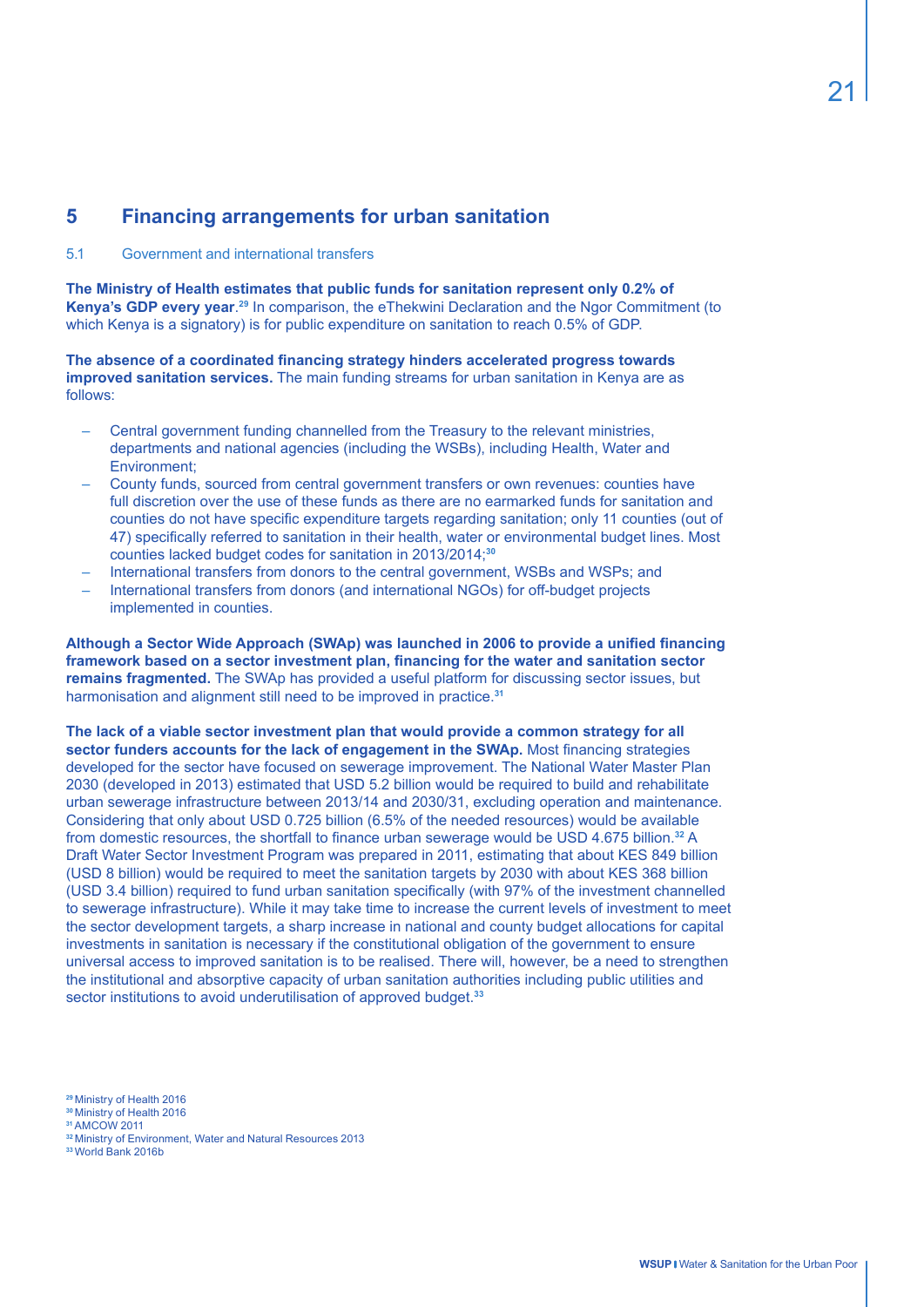# 5 Financing arrangements for urban sanitation

## 5.1 Government and international transfers

**The Ministry of Health estimates that public funds for sanitation represent only 0.2% of Kenya's GDP every year**.[29] In comparison, the eThekwini Declaration and the Ngor Commitment (to which Kenya is a signatory) is for public expenditure on sanitation to reach 0.5% of GDP.

**The absence of a coordinated financing strategy hinders accelerated progress towards improved sanitation services.** The main funding streams for urban sanitation in Kenya are as follows:

- Central government funding channelled from the Treasury to the relevant ministries, departments and national agencies (including the WSBs), including Health, Water and Environment;
- County funds, sourced from central government transfers or own revenues: counties have full discretion over the use of these funds as there are no earmarked funds for sanitation and counties do not have specific expenditure targets regarding sanitation; only 11 counties (out of 47) specifically referred to sanitation in their health, water or environmental budget lines. Most counties lacked budget codes for sanitation in 2013/2014;[30]
- International transfers from donors to the central government, WSBs and WSPs; and
- International transfers from donors (and international NGOs) for off-budget projects implemented in counties.

**Although a Sector Wide Approach (SWAp) was launched in 2006 to provide a unified financing framework based on a sector investment plan, financing for the water and sanitation sector remains fragmented.** The SWAp has provided a useful platform for discussing sector issues, but harmonisation and alignment still need to be improved in practice.[31]

**The lack of a viable sector investment plan that would provide a common strategy for all sector funders accounts for the lack of engagement in the SWAp.** Most financing strategies developed for the sector have focused on sewerage improvement. The National Water Master Plan 2030 (developed in 2013) estimated that USD 5.2 billion would be required to build and rehabilitate urban sewerage infrastructure between 2013/14 and 2030/31, excluding operation and maintenance. Considering that only about USD 0.725 billion (6.5% of the needed resources) would be available from domestic resources, the shortfall to finance urban sewerage would be USD 4.675 billion.[32] A Draft Water Sector Investment Program was prepared in 2011, estimating that about KES 849 billion (USD 8 billion) would be required to meet the sanitation targets by 2030 with about KES 368 billion (USD 3.4 billion) required to fund urban sanitation specifically (with 97% of the investment channelled to sewerage infrastructure). While it may take time to increase the current levels of investment to meet the sector development targets, a sharp increase in national and county budget allocations for capital investments in sanitation is necessary if the constitutional obligation of the government to ensure universal access to improved sanitation is to be realised. There will, however, be a need to strengthen the institutional and absorptive capacity of urban sanitation authorities including public utilities and sector institutions to avoid underutilisation of approved budget.[33]

[29] Ministry of Health 2016
[30] Ministry of Health 2016
[31] AMCOW 2011
[32] Ministry of Environment, Water and Natural Resources 2013
[33] World Bank 2016b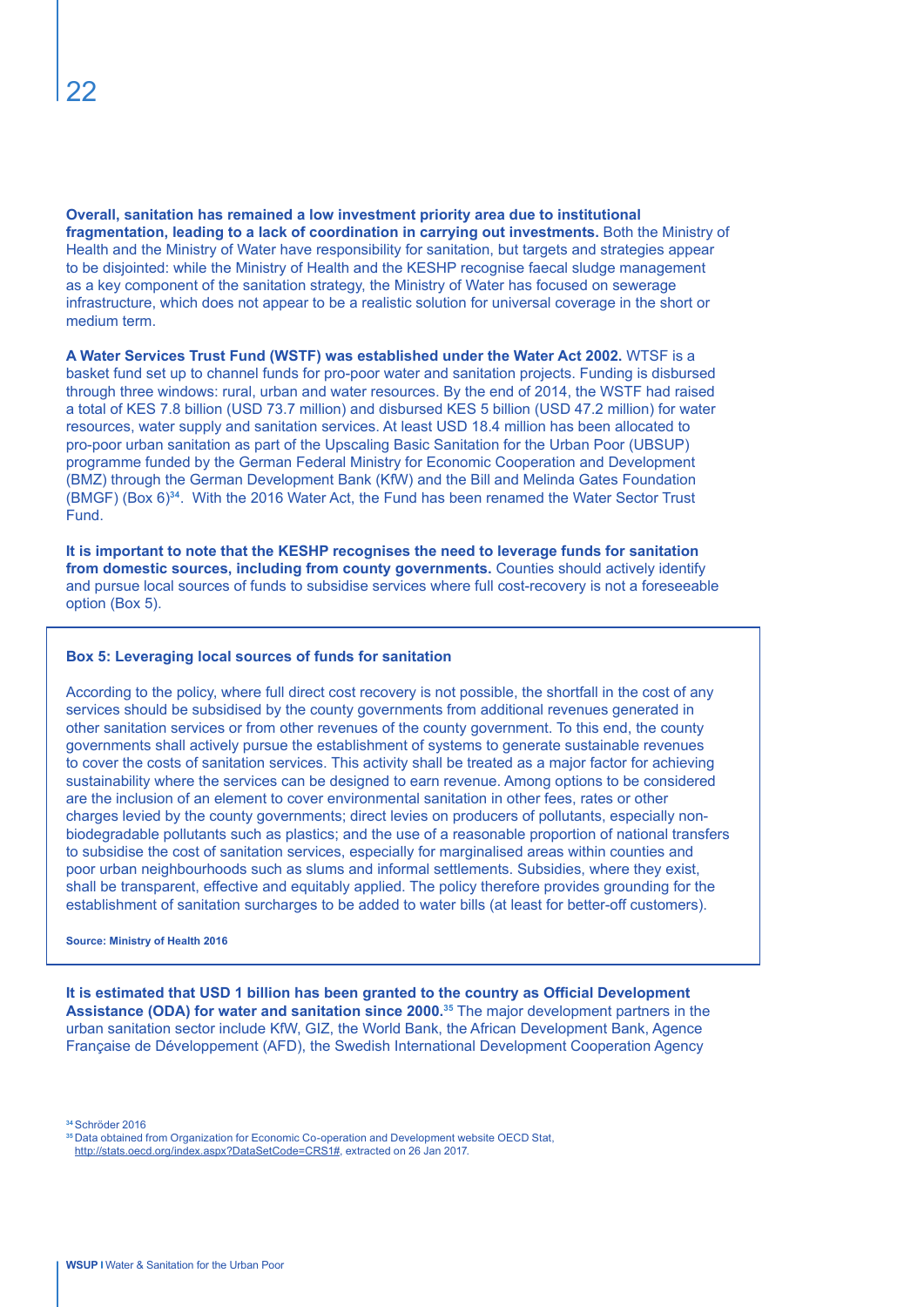**Overall, sanitation has remained a low investment priority area due to institutional fragmentation, leading to a lack of coordination in carrying out investments.** Both the Ministry of Health and the Ministry of Water have responsibility for sanitation, but targets and strategies appear to be disjointed: while the Ministry of Health and the KESHP recognise faecal sludge management as a key component of the sanitation strategy, the Ministry of Water has focused on sewerage infrastructure, which does not appear to be a realistic solution for universal coverage in the short or medium term.

**A Water Services Trust Fund (WSTF) was established under the Water Act 2002.** WTSF is a basket fund set up to channel funds for pro-poor water and sanitation projects. Funding is disbursed through three windows: rural, urban and water resources. By the end of 2014, the WSTF had raised a total of KES 7.8 billion (USD 73.7 million) and disbursed KES 5 billion (USD 47.2 million) for water resources, water supply and sanitation services. At least USD 18.4 million has been allocated to pro-poor urban sanitation as part of the Upscaling Basic Sanitation for the Urban Poor (UBSUP) programme funded by the German Federal Ministry for Economic Cooperation and Development (BMZ) through the German Development Bank (KfW) and the Bill and Melinda Gates Foundation (BMGF) (Box 6)[34]. With the 2016 Water Act, the Fund has been renamed the Water Sector Trust Fund.

**It is important to note that the KESHP recognises the need to leverage funds for sanitation from domestic sources, including from county governments.** Counties should actively identify and pursue local sources of funds to subsidise services where full cost-recovery is not a foreseeable option (Box 5).

> **Box 5: Leveraging local sources of funds for sanitation**
>
> According to the policy, where full direct cost recovery is not possible, the shortfall in the cost of any services should be subsidised by the county governments from additional revenues generated in other sanitation services or from other revenues of the county government. To this end, the county governments shall actively pursue the establishment of systems to generate sustainable revenues to cover the costs of sanitation services. This activity shall be treated as a major factor for achieving sustainability where the services can be designed to earn revenue. Among options to be considered are the inclusion of an element to cover environmental sanitation in other fees, rates or other charges levied by the county governments; direct levies on producers of pollutants, especially non-biodegradable pollutants such as plastics; and the use of a reasonable proportion of national transfers to subsidise the cost of sanitation services, especially for marginalised areas within counties and poor urban neighbourhoods such as slums and informal settlements. Subsidies, where they exist, shall be transparent, effective and equitably applied. The policy therefore provides grounding for the establishment of sanitation surcharges to be added to water bills (at least for better-off customers).
>
> **Source: Ministry of Health 2016**

**It is estimated that USD 1 billion has been granted to the country as Official Development Assistance (ODA) for water and sanitation since 2000.**[35] The major development partners in the urban sanitation sector include KfW, GIZ, the World Bank, the African Development Bank, Agence Française de Développement (AFD), the Swedish International Development Cooperation Agency

[34] Schröder 2016

[35] Data obtained from Organization for Economic Co-operation and Development website OECD Stat, http://stats.oecd.org/index.aspx?DataSetCode=CRS1#, extracted on 26 Jan 2017.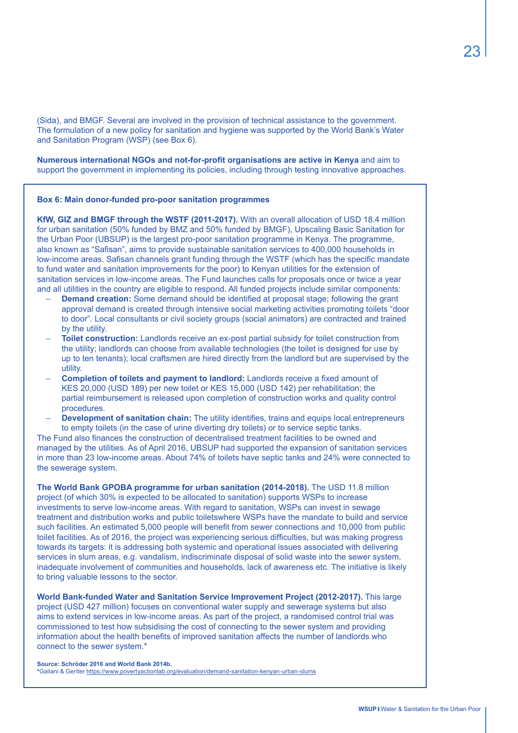(Sida), and BMGF. Several are involved in the provision of technical assistance to the government. The formulation of a new policy for sanitation and hygiene was supported by the World Bank's Water and Sanitation Program (WSP) (see Box 6).

**Numerous international NGOs and not-for-profit organisations are active in Kenya** and aim to support the government in implementing its policies, including through testing innovative approaches.

**Box 6: Main donor-funded pro-poor sanitation programmes**

**KfW, GIZ and BMGF through the WSTF (2011-2017).** With an overall allocation of USD 18.4 million for urban sanitation (50% funded by BMZ and 50% funded by BMGF), Upscaling Basic Sanitation for the Urban Poor (UBSUP) is the largest pro-poor sanitation programme in Kenya. The programme, also known as "Safisan", aims to provide sustainable sanitation services to 400,000 households in low-income areas. Safisan channels grant funding through the WSTF (which has the specific mandate to fund water and sanitation improvements for the poor) to Kenyan utilities for the extension of sanitation services in low-income areas. The Fund launches calls for proposals once or twice a year and all utilities in the country are eligible to respond. All funded projects include similar components:

- **Demand creation:** Some demand should be identified at proposal stage; following the grant approval demand is created through intensive social marketing activities promoting toilets "door to door". Local consultants or civil society groups (social animators) are contracted and trained by the utility.
- **Toilet construction:** Landlords receive an ex-post partial subsidy for toilet construction from the utility; landlords can choose from available technologies (the toilet is designed for use by up to ten tenants); local craftsmen are hired directly from the landlord but are supervised by the utility.
- **Completion of toilets and payment to landlord:** Landlords receive a fixed amount of KES 20,000 (USD 189) per new toilet or KES 15,000 (USD 142) per rehabilitation; the partial reimbursement is released upon completion of construction works and quality control procedures.
- **Development of sanitation chain:** The utility identifies, trains and equips local entrepreneurs to empty toilets (in the case of urine diverting dry toilets) or to service septic tanks.

The Fund also finances the construction of decentralised treatment facilities to be owned and managed by the utilities. As of April 2016, UBSUP had supported the expansion of sanitation services in more than 23 low-income areas. About 74% of toilets have septic tanks and 24% were connected to the sewerage system.

**The World Bank GPOBA programme for urban sanitation (2014-2018).** The USD 11.8 million project (of which 30% is expected to be allocated to sanitation) supports WSPs to increase investments to serve low-income areas. With regard to sanitation, WSPs can invest in sewage treatment and distribution works and public toiletswhere WSPs have the mandate to build and service such facilities. An estimated 5,000 people will benefit from sewer connections and 10,000 from public toilet facilities. As of 2016, the project was experiencing serious difficulties, but was making progress towards its targets: it is addressing both systemic and operational issues associated with delivering services in slum areas, e.g. vandalism, indiscriminate disposal of solid waste into the sewer system, inadequate involvement of communities and households, lack of awareness etc. The initiative is likely to bring valuable lessons to the sector.

**World Bank-funded Water and Sanitation Service Improvement Project (2012-2017).** This large project (USD 427 million) focuses on conventional water supply and sewerage systems but also aims to extend services in low-income areas. As part of the project, a randomised control trial was commissioned to test how subsidising the cost of connecting to the sewer system and providing information about the health benefits of improved sanitation affects the number of landlords who connect to the sewer system.*

**Source: Schröder 2016 and World Bank 2014b.**
*Galiani & Gertler https://www.povertyactionlab.org/evaluation/demand-sanitation-kenyan-urban-slums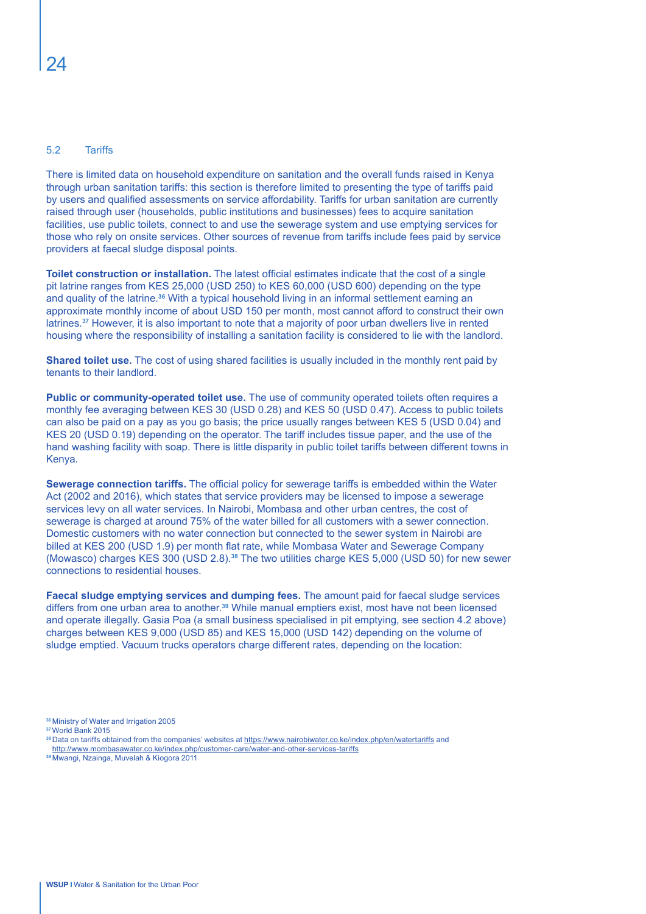## 5.2 Tariffs

There is limited data on household expenditure on sanitation and the overall funds raised in Kenya through urban sanitation tariffs: this section is therefore limited to presenting the type of tariffs paid by users and qualified assessments on service affordability. Tariffs for urban sanitation are currently raised through user (households, public institutions and businesses) fees to acquire sanitation facilities, use public toilets, connect to and use the sewerage system and use emptying services for those who rely on onsite services. Other sources of revenue from tariffs include fees paid by service providers at faecal sludge disposal points.

**Toilet construction or installation.** The latest official estimates indicate that the cost of a single pit latrine ranges from KES 25,000 (USD 250) to KES 60,000 (USD 600) depending on the type and quality of the latrine.[36] With a typical household living in an informal settlement earning an approximate monthly income of about USD 150 per month, most cannot afford to construct their own latrines.[37] However, it is also important to note that a majority of poor urban dwellers live in rented housing where the responsibility of installing a sanitation facility is considered to lie with the landlord.

**Shared toilet use.** The cost of using shared facilities is usually included in the monthly rent paid by tenants to their landlord.

**Public or community-operated toilet use.** The use of community operated toilets often requires a monthly fee averaging between KES 30 (USD 0.28) and KES 50 (USD 0.47). Access to public toilets can also be paid on a pay as you go basis; the price usually ranges between KES 5 (USD 0.04) and KES 20 (USD 0.19) depending on the operator. The tariff includes tissue paper, and the use of the hand washing facility with soap. There is little disparity in public toilet tariffs between different towns in Kenya.

**Sewerage connection tariffs.** The official policy for sewerage tariffs is embedded within the Water Act (2002 and 2016), which states that service providers may be licensed to impose a sewerage services levy on all water services. In Nairobi, Mombasa and other urban centres, the cost of sewerage is charged at around 75% of the water billed for all customers with a sewer connection. Domestic customers with no water connection but connected to the sewer system in Nairobi are billed at KES 200 (USD 1.9) per month flat rate, while Mombasa Water and Sewerage Company (Mowasco) charges KES 300 (USD 2.8).[38] The two utilities charge KES 5,000 (USD 50) for new sewer connections to residential houses.

**Faecal sludge emptying services and dumping fees.** The amount paid for faecal sludge services differs from one urban area to another.[39] While manual emptiers exist, most have not been licensed and operate illegally. Gasia Poa (a small business specialised in pit emptying, see section 4.2 above) charges between KES 9,000 (USD 85) and KES 15,000 (USD 142) depending on the volume of sludge emptied. Vacuum trucks operators charge different rates, depending on the location:

[36] Ministry of Water and Irrigation 2005
[37] World Bank 2015
[38] Data on tariffs obtained from the companies' websites at https://www.nairobiwater.co.ke/index.php/en/watertariffs and http://www.mombasawater.co.ke/index.php/customer-care/water-and-other-services-tariffs
[39] Mwangi, Nzainga, Muvelah & Kiogora 2011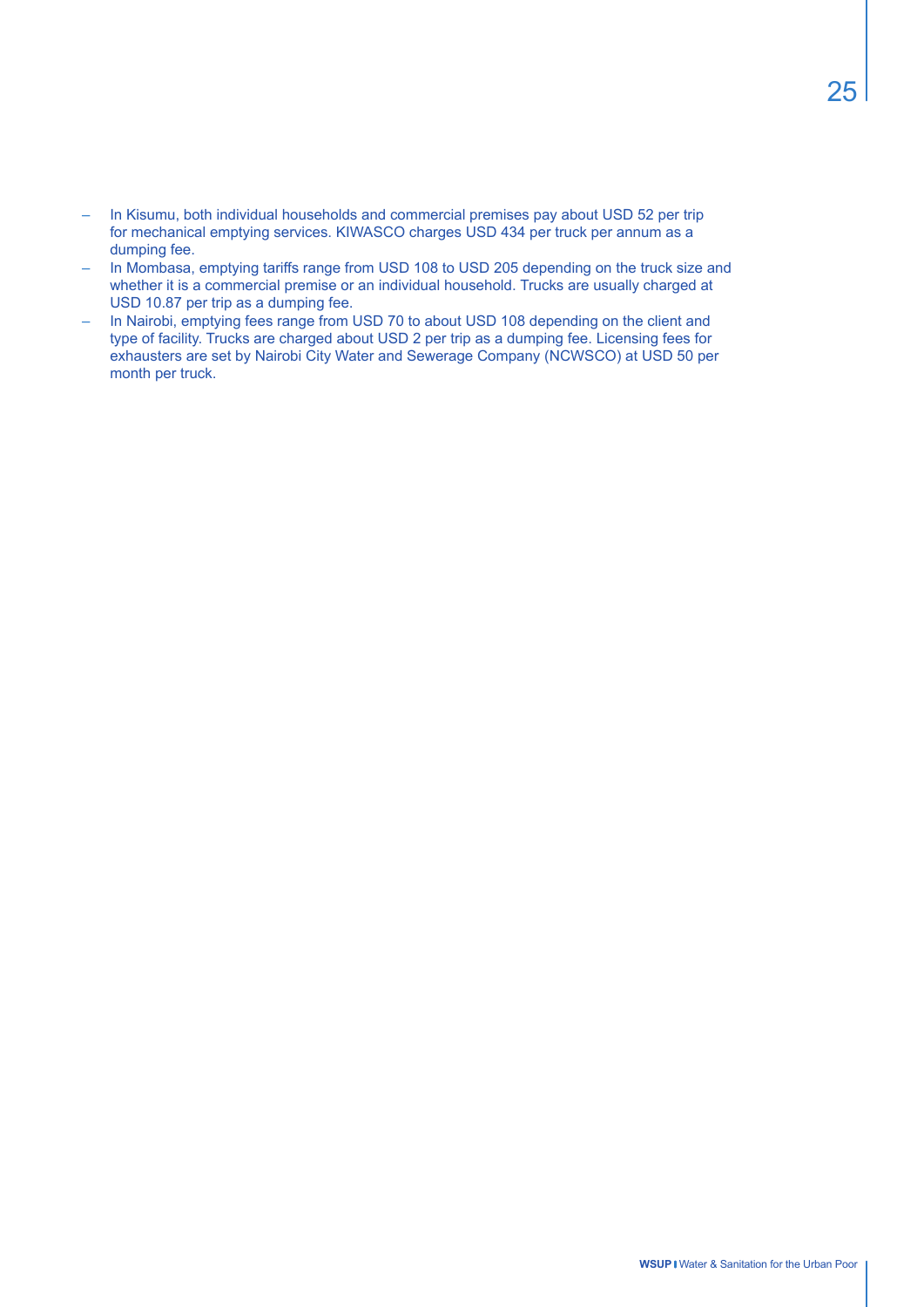- In Kisumu, both individual households and commercial premises pay about USD 52 per trip for mechanical emptying services. KIWASCO charges USD 434 per truck per annum as a dumping fee.
- In Mombasa, emptying tariffs range from USD 108 to USD 205 depending on the truck size and whether it is a commercial premise or an individual household. Trucks are usually charged at USD 10.87 per trip as a dumping fee.
- In Nairobi, emptying fees range from USD 70 to about USD 108 depending on the client and type of facility. Trucks are charged about USD 2 per trip as a dumping fee. Licensing fees for exhausters are set by Nairobi City Water and Sewerage Company (NCWSCO) at USD 50 per month per truck.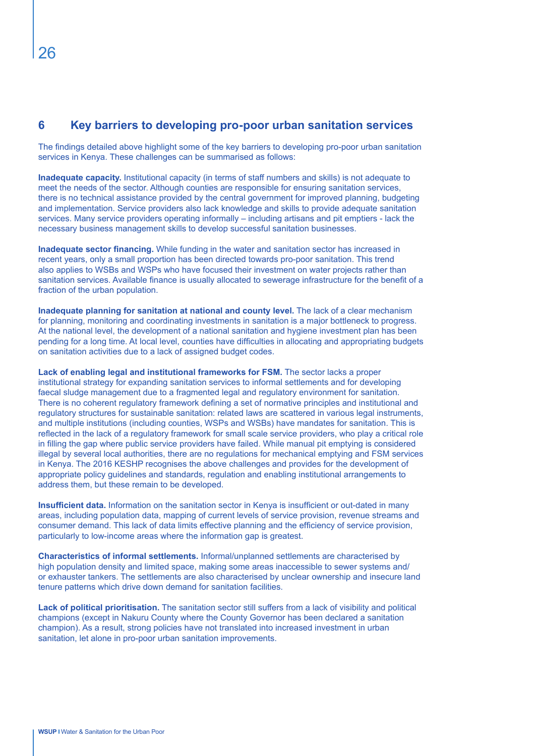## 6 Key barriers to developing pro-poor urban sanitation services

The findings detailed above highlight some of the key barriers to developing pro-poor urban sanitation services in Kenya. These challenges can be summarised as follows:

**Inadequate capacity.** Institutional capacity (in terms of staff numbers and skills) is not adequate to meet the needs of the sector. Although counties are responsible for ensuring sanitation services, there is no technical assistance provided by the central government for improved planning, budgeting and implementation. Service providers also lack knowledge and skills to provide adequate sanitation services. Many service providers operating informally – including artisans and pit emptiers - lack the necessary business management skills to develop successful sanitation businesses.

**Inadequate sector financing.** While funding in the water and sanitation sector has increased in recent years, only a small proportion has been directed towards pro-poor sanitation. This trend also applies to WSBs and WSPs who have focused their investment on water projects rather than sanitation services. Available finance is usually allocated to sewerage infrastructure for the benefit of a fraction of the urban population.

**Inadequate planning for sanitation at national and county level.** The lack of a clear mechanism for planning, monitoring and coordinating investments in sanitation is a major bottleneck to progress. At the national level, the development of a national sanitation and hygiene investment plan has been pending for a long time. At local level, counties have difficulties in allocating and appropriating budgets on sanitation activities due to a lack of assigned budget codes.

**Lack of enabling legal and institutional frameworks for FSM.** The sector lacks a proper institutional strategy for expanding sanitation services to informal settlements and for developing faecal sludge management due to a fragmented legal and regulatory environment for sanitation. There is no coherent regulatory framework defining a set of normative principles and institutional and regulatory structures for sustainable sanitation: related laws are scattered in various legal instruments, and multiple institutions (including counties, WSPs and WSBs) have mandates for sanitation. This is reflected in the lack of a regulatory framework for small scale service providers, who play a critical role in filling the gap where public service providers have failed. While manual pit emptying is considered illegal by several local authorities, there are no regulations for mechanical emptying and FSM services in Kenya. The 2016 KESHP recognises the above challenges and provides for the development of appropriate policy guidelines and standards, regulation and enabling institutional arrangements to address them, but these remain to be developed.

**Insufficient data.** Information on the sanitation sector in Kenya is insufficient or out-dated in many areas, including population data, mapping of current levels of service provision, revenue streams and consumer demand. This lack of data limits effective planning and the efficiency of service provision, particularly to low-income areas where the information gap is greatest.

**Characteristics of informal settlements.** Informal/unplanned settlements are characterised by high population density and limited space, making some areas inaccessible to sewer systems and/or exhauster tankers. The settlements are also characterised by unclear ownership and insecure land tenure patterns which drive down demand for sanitation facilities.

**Lack of political prioritisation.** The sanitation sector still suffers from a lack of visibility and political champions (except in Nakuru County where the County Governor has been declared a sanitation champion). As a result, strong policies have not translated into increased investment in urban sanitation, let alone in pro-poor urban sanitation improvements.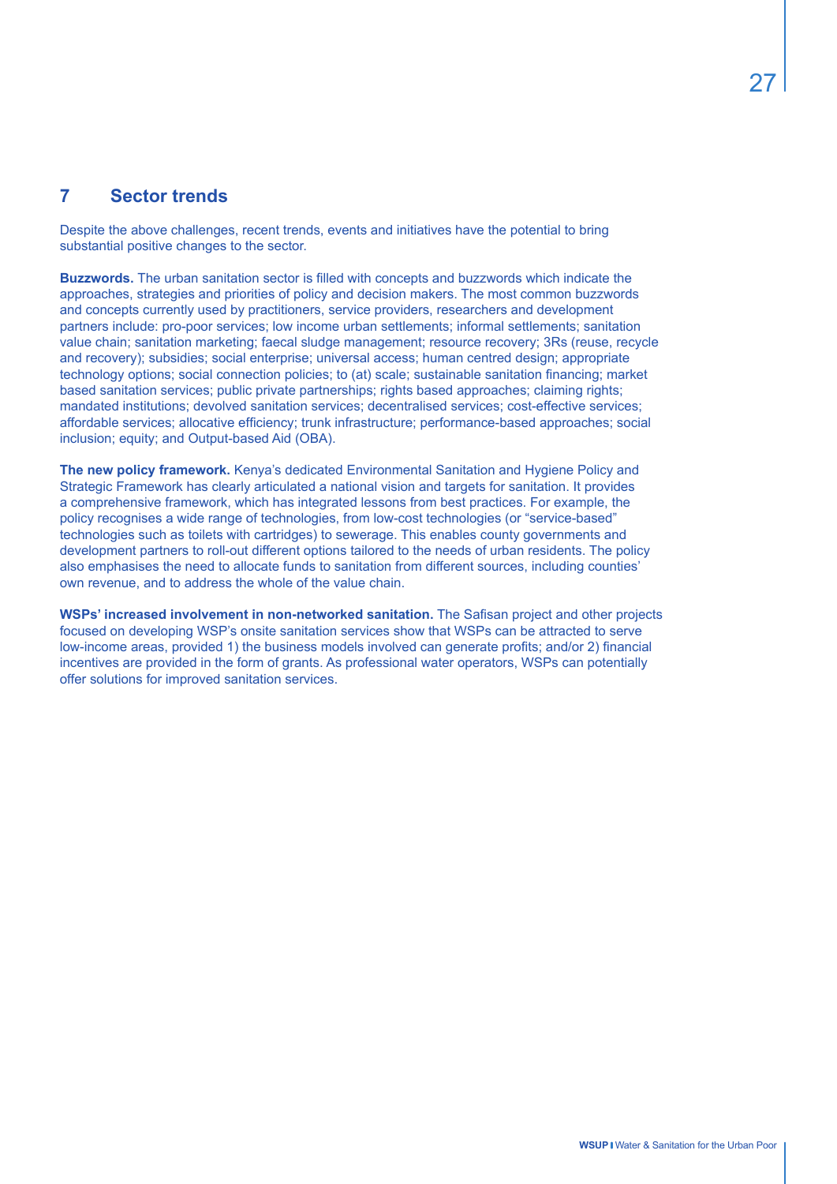# 7 Sector trends

Despite the above challenges, recent trends, events and initiatives have the potential to bring substantial positive changes to the sector.

**Buzzwords.** The urban sanitation sector is filled with concepts and buzzwords which indicate the approaches, strategies and priorities of policy and decision makers. The most common buzzwords and concepts currently used by practitioners, service providers, researchers and development partners include: pro-poor services; low income urban settlements; informal settlements; sanitation value chain; sanitation marketing; faecal sludge management; resource recovery; 3Rs (reuse, recycle and recovery); subsidies; social enterprise; universal access; human centred design; appropriate technology options; social connection policies; to (at) scale; sustainable sanitation financing; market based sanitation services; public private partnerships; rights based approaches; claiming rights; mandated institutions; devolved sanitation services; decentralised services; cost-effective services; affordable services; allocative efficiency; trunk infrastructure; performance-based approaches; social inclusion; equity; and Output-based Aid (OBA).

**The new policy framework.** Kenya's dedicated Environmental Sanitation and Hygiene Policy and Strategic Framework has clearly articulated a national vision and targets for sanitation. It provides a comprehensive framework, which has integrated lessons from best practices. For example, the policy recognises a wide range of technologies, from low-cost technologies (or "service-based" technologies such as toilets with cartridges) to sewerage. This enables county governments and development partners to roll-out different options tailored to the needs of urban residents. The policy also emphasises the need to allocate funds to sanitation from different sources, including counties' own revenue, and to address the whole of the value chain.

**WSPs' increased involvement in non-networked sanitation.** The Safisan project and other projects focused on developing WSP's onsite sanitation services show that WSPs can be attracted to serve low-income areas, provided 1) the business models involved can generate profits; and/or 2) financial incentives are provided in the form of grants. As professional water operators, WSPs can potentially offer solutions for improved sanitation services.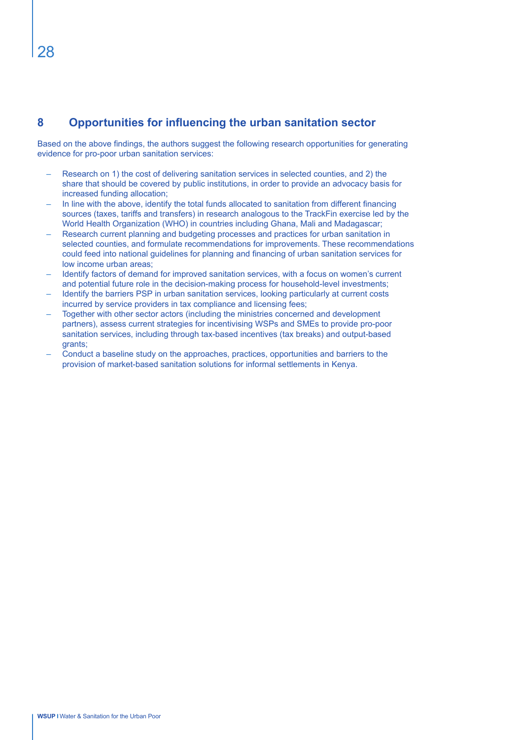## 8 Opportunities for influencing the urban sanitation sector

Based on the above findings, the authors suggest the following research opportunities for generating evidence for pro-poor urban sanitation services:

- Research on 1) the cost of delivering sanitation services in selected counties, and 2) the share that should be covered by public institutions, in order to provide an advocacy basis for increased funding allocation;
- In line with the above, identify the total funds allocated to sanitation from different financing sources (taxes, tariffs and transfers) in research analogous to the TrackFin exercise led by the World Health Organization (WHO) in countries including Ghana, Mali and Madagascar;
- Research current planning and budgeting processes and practices for urban sanitation in selected counties, and formulate recommendations for improvements. These recommendations could feed into national guidelines for planning and financing of urban sanitation services for low income urban areas;
- Identify factors of demand for improved sanitation services, with a focus on women's current and potential future role in the decision-making process for household-level investments;
- Identify the barriers PSP in urban sanitation services, looking particularly at current costs incurred by service providers in tax compliance and licensing fees;
- Together with other sector actors (including the ministries concerned and development partners), assess current strategies for incentivising WSPs and SMEs to provide pro-poor sanitation services, including through tax-based incentives (tax breaks) and output-based grants;
- Conduct a baseline study on the approaches, practices, opportunities and barriers to the provision of market-based sanitation solutions for informal settlements in Kenya.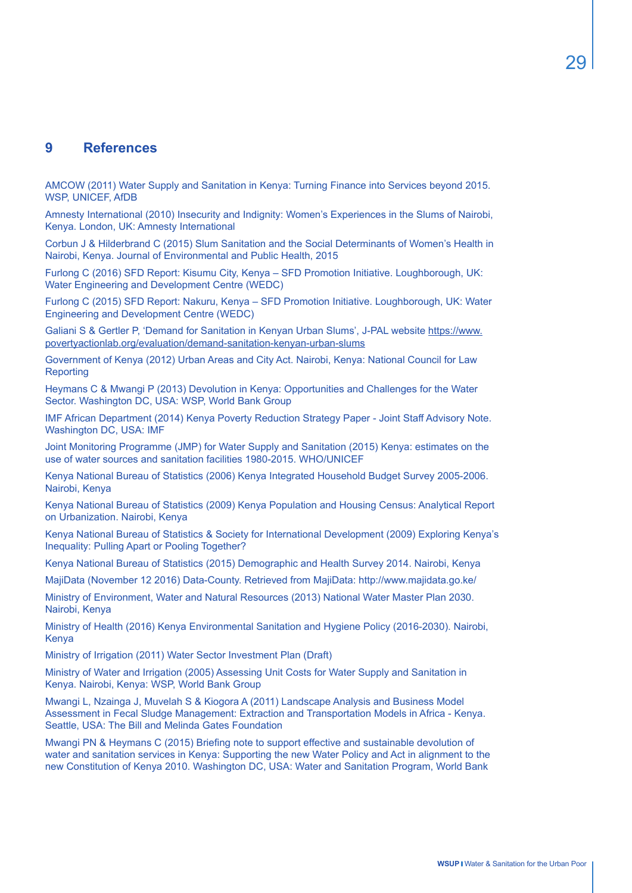# 9 References

AMCOW (2011) Water Supply and Sanitation in Kenya: Turning Finance into Services beyond 2015. WSP, UNICEF, AfDB

Amnesty International (2010) Insecurity and Indignity: Women's Experiences in the Slums of Nairobi, Kenya. London, UK: Amnesty International

Corbun J & Hilderbrand C (2015) Slum Sanitation and the Social Determinants of Women's Health in Nairobi, Kenya. Journal of Environmental and Public Health, 2015

Furlong C (2016) SFD Report: Kisumu City, Kenya – SFD Promotion Initiative. Loughborough, UK: Water Engineering and Development Centre (WEDC)

Furlong C (2015) SFD Report: Nakuru, Kenya – SFD Promotion Initiative. Loughborough, UK: Water Engineering and Development Centre (WEDC)

Galiani S & Gertler P, 'Demand for Sanitation in Kenyan Urban Slums', J-PAL website https://www.povertyactionlab.org/evaluation/demand-sanitation-kenyan-urban-slums

Government of Kenya (2012) Urban Areas and City Act. Nairobi, Kenya: National Council for Law Reporting

Heymans C & Mwangi P (2013) Devolution in Kenya: Opportunities and Challenges for the Water Sector. Washington DC, USA: WSP, World Bank Group

IMF African Department (2014) Kenya Poverty Reduction Strategy Paper - Joint Staff Advisory Note. Washington DC, USA: IMF

Joint Monitoring Programme (JMP) for Water Supply and Sanitation (2015) Kenya: estimates on the use of water sources and sanitation facilities 1980-2015. WHO/UNICEF

Kenya National Bureau of Statistics (2006) Kenya Integrated Household Budget Survey 2005-2006. Nairobi, Kenya

Kenya National Bureau of Statistics (2009) Kenya Population and Housing Census: Analytical Report on Urbanization. Nairobi, Kenya

Kenya National Bureau of Statistics & Society for International Development (2009) Exploring Kenya's Inequality: Pulling Apart or Pooling Together?

Kenya National Bureau of Statistics (2015) Demographic and Health Survey 2014. Nairobi, Kenya

MajiData (November 12 2016) Data-County. Retrieved from MajiData: http://www.majidata.go.ke/

Ministry of Environment, Water and Natural Resources (2013) National Water Master Plan 2030. Nairobi, Kenya

Ministry of Health (2016) Kenya Environmental Sanitation and Hygiene Policy (2016-2030). Nairobi, Kenya

Ministry of Irrigation (2011) Water Sector Investment Plan (Draft)

Ministry of Water and Irrigation (2005) Assessing Unit Costs for Water Supply and Sanitation in Kenya. Nairobi, Kenya: WSP, World Bank Group

Mwangi L, Nzainga J, Muvelah S & Kiogora A (2011) Landscape Analysis and Business Model Assessment in Fecal Sludge Management: Extraction and Transportation Models in Africa - Kenya. Seattle, USA: The Bill and Melinda Gates Foundation

Mwangi PN & Heymans C (2015) Briefing note to support effective and sustainable devolution of water and sanitation services in Kenya: Supporting the new Water Policy and Act in alignment to the new Constitution of Kenya 2010. Washington DC, USA: Water and Sanitation Program, World Bank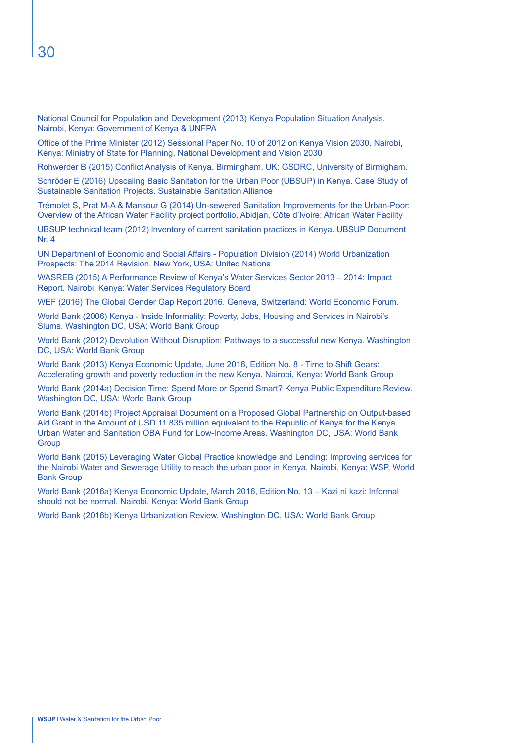National Council for Population and Development (2013) Kenya Population Situation Analysis. Nairobi, Kenya: Government of Kenya & UNFPA

Office of the Prime Minister (2012) Sessional Paper No. 10 of 2012 on Kenya Vision 2030. Nairobi, Kenya: Ministry of State for Planning, National Development and Vision 2030

Rohwerder B (2015) Conflict Analysis of Kenya. Birmingham, UK: GSDRC, University of Birmigham.

Schröder E (2016) Upscaling Basic Sanitation for the Urban Poor (UBSUP) in Kenya. Case Study of Sustainable Sanitation Projects. Sustainable Sanitation Alliance

Trémolet S, Prat M-A & Mansour G (2014) Un-sewered Sanitation Improvements for the Urban-Poor: Overview of the African Water Facility project portfolio. Abidjan, Côte d'Ivoire: African Water Facility

UBSUP technical team (2012) Inventory of current sanitation practices in Kenya. UBSUP Document Nr. 4

UN Department of Economic and Social Affairs - Population Division (2014) World Urbanization Prospects: The 2014 Revision. New York, USA: United Nations

WASREB (2015) A Performance Review of Kenya's Water Services Sector 2013 – 2014: Impact Report. Nairobi, Kenya: Water Services Regulatory Board

WEF (2016) The Global Gender Gap Report 2016. Geneva, Switzerland: World Economic Forum.

World Bank (2006) Kenya - Inside Informality: Poverty, Jobs, Housing and Services in Nairobi's Slums. Washington DC, USA: World Bank Group

World Bank (2012) Devolution Without Disruption: Pathways to a successful new Kenya. Washington DC, USA: World Bank Group

World Bank (2013) Kenya Economic Update, June 2016, Edition No. 8 - Time to Shift Gears: Accelerating growth and poverty reduction in the new Kenya. Nairobi, Kenya: World Bank Group

World Bank (2014a) Decision Time: Spend More or Spend Smart? Kenya Public Expenditure Review. Washington DC, USA: World Bank Group

World Bank (2014b) Project Appraisal Document on a Proposed Global Partnership on Output-based Aid Grant in the Amount of USD 11.835 million equivalent to the Republic of Kenya for the Kenya Urban Water and Sanitation OBA Fund for Low-Income Areas. Washington DC, USA: World Bank Group

World Bank (2015) Leveraging Water Global Practice knowledge and Lending: Improving services for the Nairobi Water and Sewerage Utility to reach the urban poor in Kenya. Nairobi, Kenya: WSP, World Bank Group

World Bank (2016a) Kenya Economic Update, March 2016, Edition No. 13 – Kazi ni kazi: Informal should not be normal. Nairobi, Kenya: World Bank Group

World Bank (2016b) Kenya Urbanization Review. Washington DC, USA: World Bank Group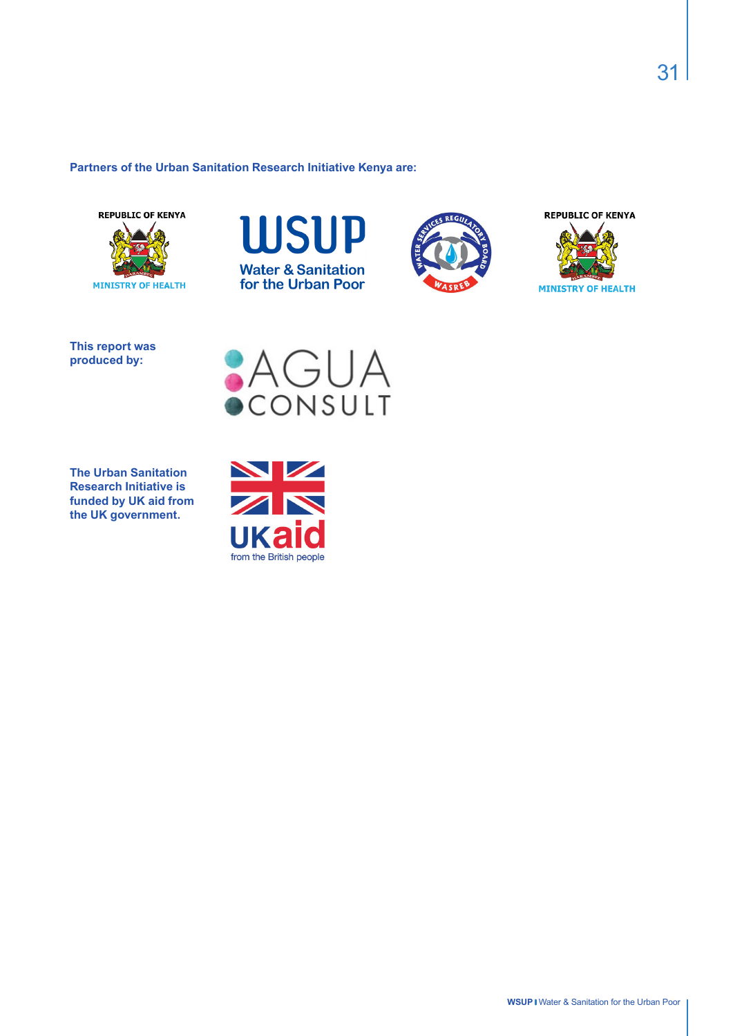**Partners of the Urban Sanitation Research Initiative Kenya are:**

REPUBLIC OF KENYA

MINISTRY OF HEALTH

WSUP

Water & Sanitation for the Urban Poor

WATER SERVICES REGULATORY BOARD

WASREB

REPUBLIC OF KENYA

MINISTRY OF HEALTH

**This report was produced by:**

AGUA CONSULT

**The Urban Sanitation Research Initiative is funded by UK aid from the UK government.**

UKaid

from the British people